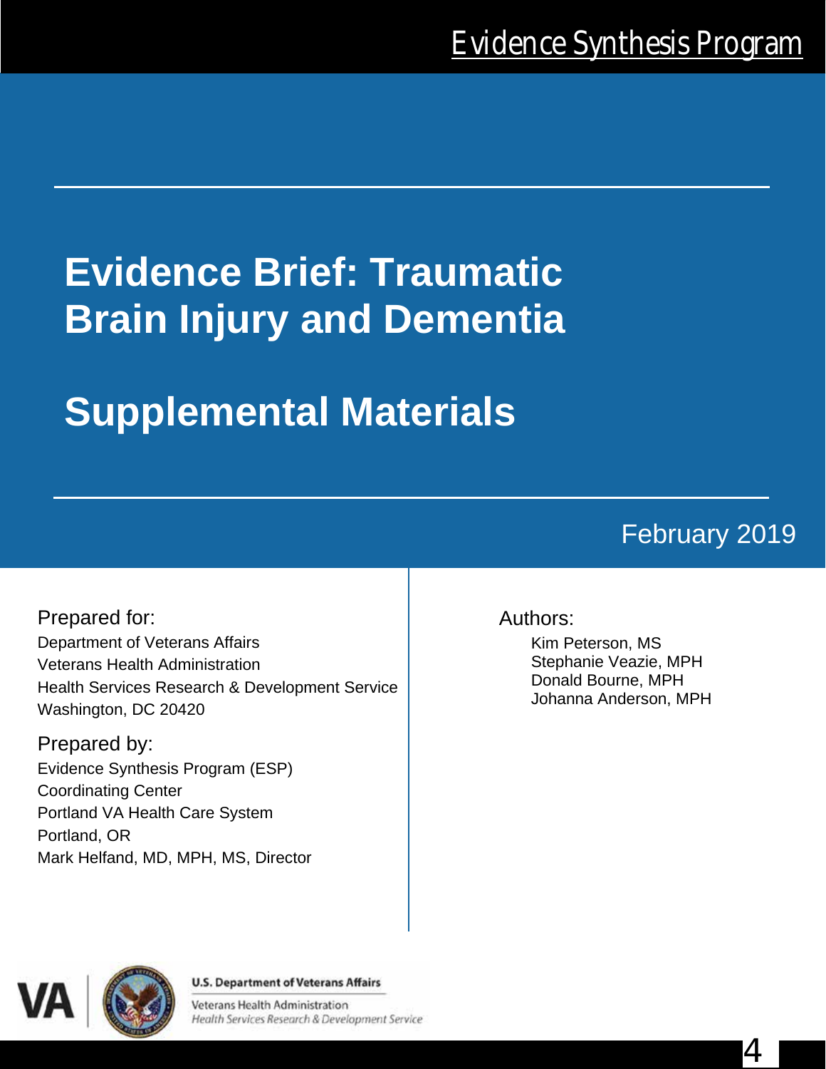Evidence Synthesis Program

# Evidence Brief: Traumatic Brain Injury and Dementia

# Supplemental Materials

February 2019

Prepared for:
Department of Veterans Affairs
Veterans Health Administration
Health Services Research & Development Service
Washington, DC 20420

Prepared by:
Evidence Synthesis Program (ESP)
Coordinating Center
Portland VA Health Care System
Portland, OR
Mark Helfand, MD, MPH, MS, Director

Authors:

Kim Peterson, MS
Stephanie Veazie, MPH
Donald Bourne, MPH
Johanna Anderson, MPH

U.S. Department of Veterans Affairs
Veterans Health Administration
*Health Services Research & Development Service*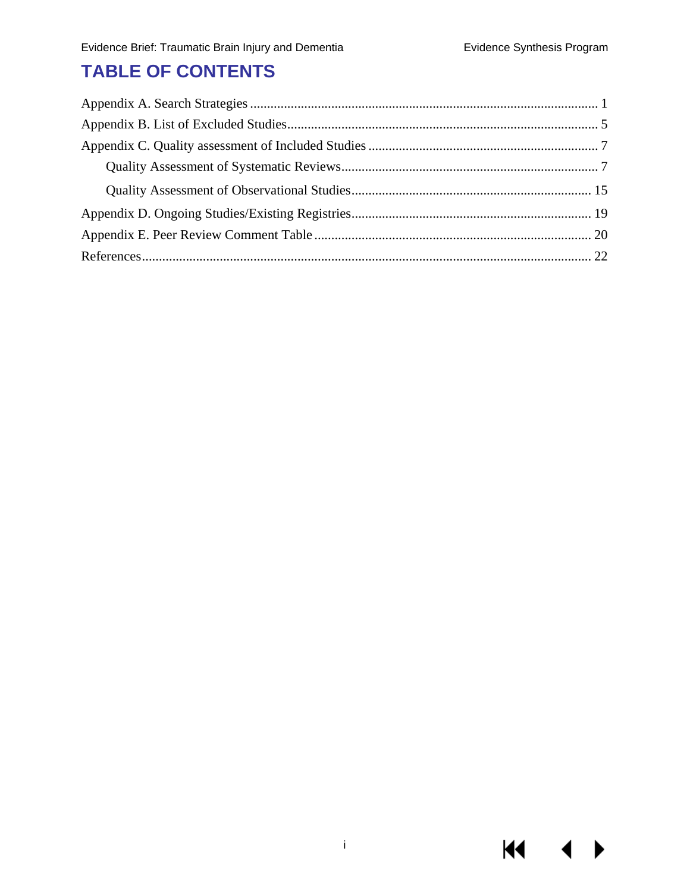# TABLE OF CONTENTS

Appendix A. Search Strategies ........................................................................................................ 1

Appendix B. List of Excluded Studies ............................................................................................ 5

Appendix C. Quality assessment of Included Studies .................................................................... 7

- Quality Assessment of Systematic Reviews ............................................................................. 7
- Quality Assessment of Observational Studies ........................................................................ 15

Appendix D. Ongoing Studies/Existing Registries ....................................................................... 19

Appendix E. Peer Review Comment Table .................................................................................. 20

References ..................................................................................................................................... 22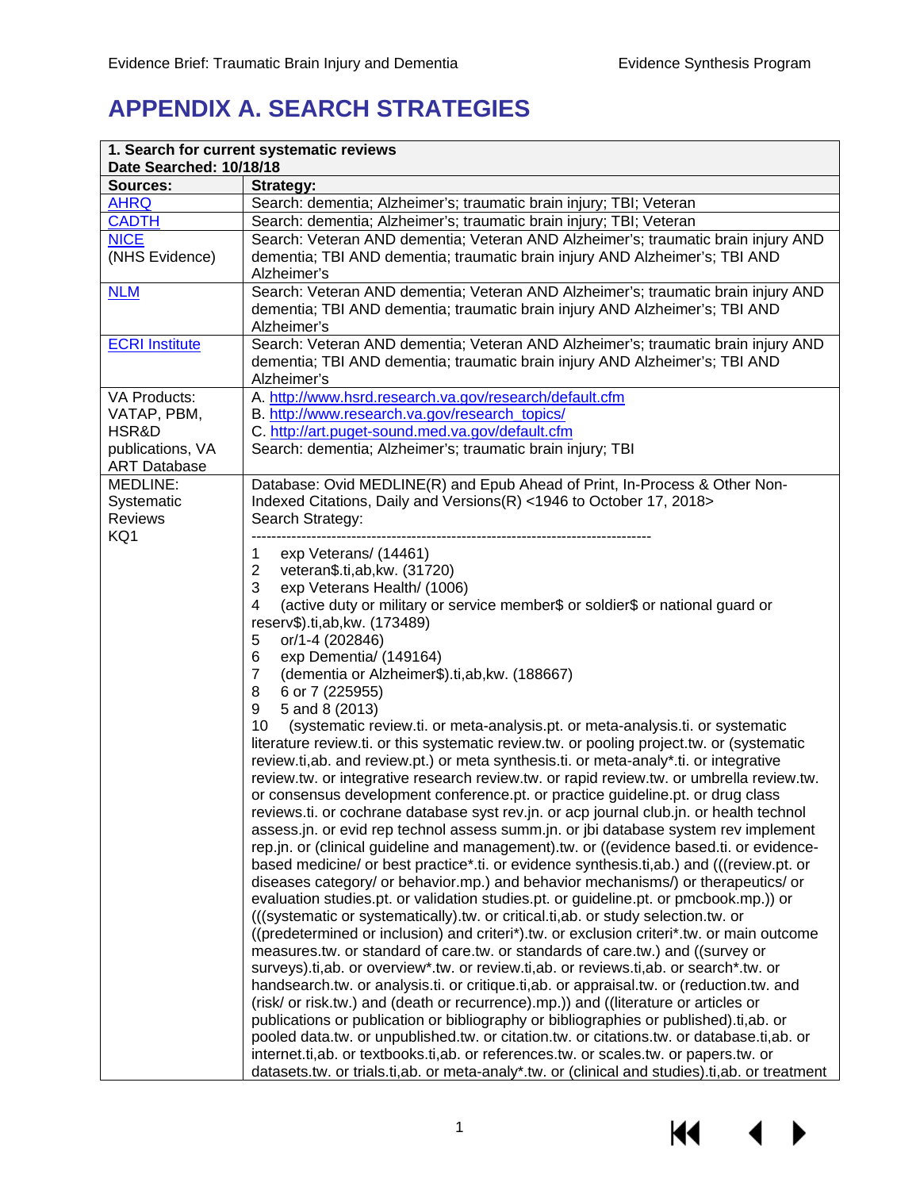# APPENDIX A. SEARCH STRATEGIES

| **1. Search for current systematic reviews<br>Date Searched: 10/18/18** | |
|---|---|
| **Sources:** | **Strategy:** |
| AHRQ | Search: dementia; Alzheimer's; traumatic brain injury; TBI; Veteran |
| CADTH | Search: dementia; Alzheimer's; traumatic brain injury; TBI; Veteran |
| NICE<br>(NHS Evidence) | Search: Veteran AND dementia; Veteran AND Alzheimer's; traumatic brain injury AND dementia; TBI AND dementia; traumatic brain injury AND Alzheimer's; TBI AND Alzheimer's |
| NLM | Search: Veteran AND dementia; Veteran AND Alzheimer's; traumatic brain injury AND dementia; TBI AND dementia; traumatic brain injury AND Alzheimer's; TBI AND Alzheimer's |
| ECRI Institute | Search: Veteran AND dementia; Veteran AND Alzheimer's; traumatic brain injury AND dementia; TBI AND dementia; traumatic brain injury AND Alzheimer's; TBI AND Alzheimer's |
| VA Products: VATAP, PBM, HSR&D publications, VA ART Database | A. http://www.hsrd.research.va.gov/research/default.cfm<br>B. http://www.research.va.gov/research_topics/<br>C. http://art.puget-sound.med.va.gov/default.cfm<br>Search: dementia; Alzheimer's; traumatic brain injury; TBI |
| MEDLINE:<br>Systematic Reviews<br>KQ1 | Database: Ovid MEDLINE(R) and Epub Ahead of Print, In-Process & Other Non-Indexed Citations, Daily and Versions(R) <1946 to October 17, 2018><br>Search Strategy:<br>--------------------------------------------------------------------------------<br>1 exp Veterans/ (14461)<br>2 veteran$.ti,ab,kw. (31720)<br>3 exp Veterans Health/ (1006)<br>4 (active duty or military or service member$ or soldier$ or national guard or reserv$).ti,ab,kw. (173489)<br>5 or/1-4 (202846)<br>6 exp Dementia/ (149164)<br>7 (dementia or Alzheimer$).ti,ab,kw. (188667)<br>8 6 or 7 (225955)<br>9 5 and 8 (2013)<br>10 (systematic review.ti. or meta-analysis.pt. or meta-analysis.ti. or systematic literature review.ti. or this systematic review.tw. or pooling project.tw. or (systematic review.ti,ab. and review.pt.) or meta synthesis.ti. or meta-analy*.ti. or integrative review.tw. or integrative research review.tw. or rapid review.tw. or umbrella review.tw. or consensus development conference.pt. or practice guideline.pt. or drug class reviews.ti. or cochrane database syst rev.jn. or acp journal club.jn. or health technol assess.jn. or evid rep technol assess summ.jn. or jbi database system rev implement rep.jn. or (clinical guideline and management).tw. or ((evidence based.ti. or evidence-based medicine/ or best practice*.ti. or evidence synthesis.ti,ab.) and (((review.pt. or diseases category/ or behavior.mp.) and behavior mechanisms/) or therapeutics/ or evaluation studies.pt. or validation studies.pt. or guideline.pt. or pmcbook.mp.)) or (((systematic or systematically).tw. or critical.ti,ab. or study selection.tw. or ((predetermined or inclusion) and criteri*).tw. or exclusion criteri*.tw. or main outcome measures.tw. or standard of care.tw. or standards of care.tw.) and ((survey or surveys).ti,ab. or overview*.tw. or review.ti,ab. or reviews.ti,ab. or search*.tw. or handsearch.tw. or analysis.ti. or critique.ti,ab. or appraisal.tw. or (reduction.tw. and (risk/ or risk.tw.) and (death or recurrence).mp.)) and ((literature or articles or publications or publication or bibliography or bibliographies or published).ti,ab. or pooled data.tw. or unpublished.tw. or citation.tw. or citations.tw. or database.ti,ab. or internet.ti,ab. or textbooks.ti,ab. or references.tw. or scales.tw. or papers.tw. or datasets.tw. or trials.ti,ab. or meta-analy*.tw. or (clinical and studies).ti,ab. or treatment |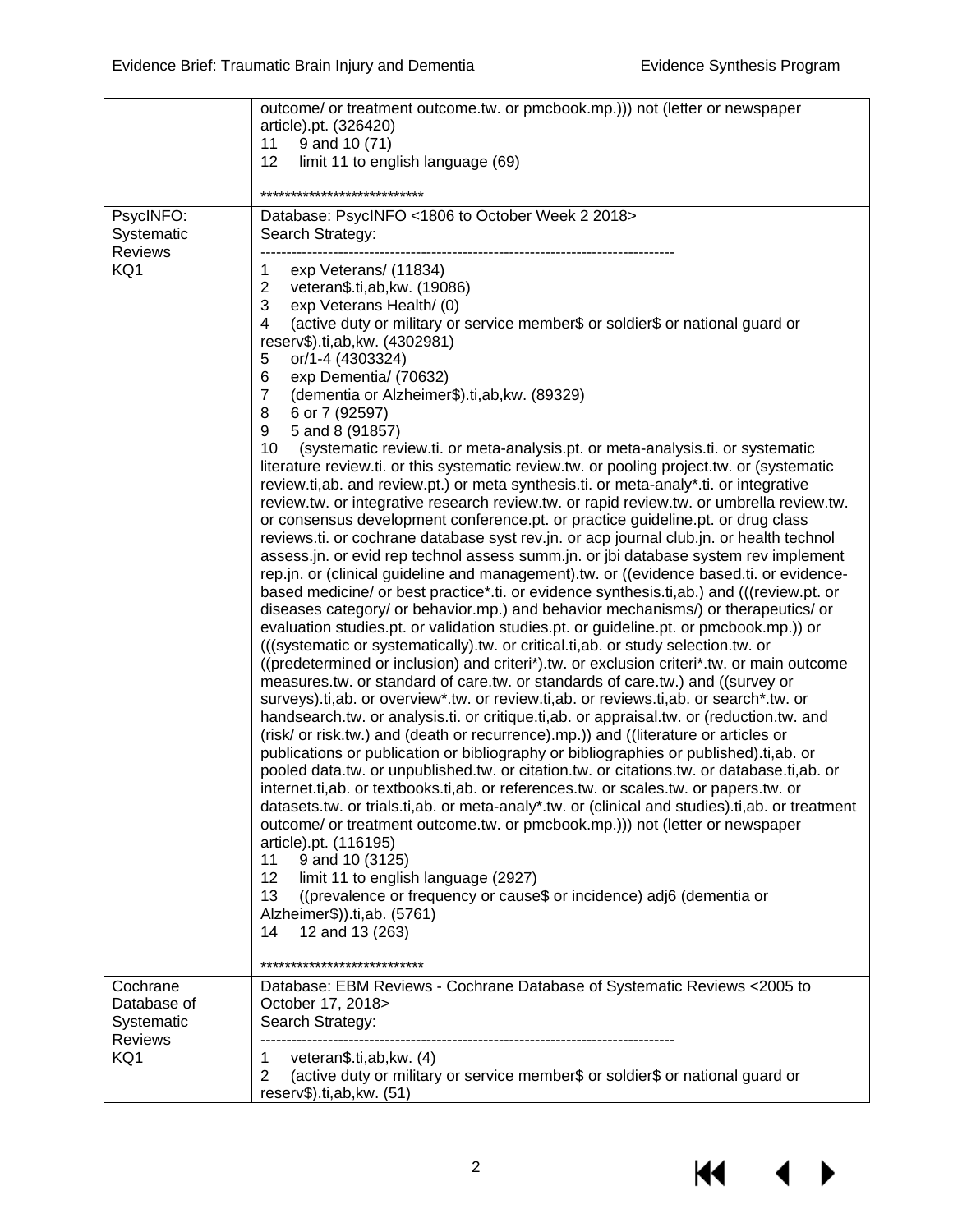| | |
|---|---|
| | outcome/ or treatment outcome.tw. or pmcbook.mp.))) not (letter or newspaper article).pt. (326420)<br>11 9 and 10 (71)<br>12 limit 11 to english language (69)<br><br>*************************** |
| PsycINFO: Systematic Reviews KQ1 | Database: PsycINFO <1806 to October Week 2 2018><br>Search Strategy:<br>--------------------------------------------------------------------------------<br>1 exp Veterans/ (11834)<br>2 veteran$.ti,ab,kw. (19086)<br>3 exp Veterans Health/ (0)<br>4 (active duty or military or service member$ or soldier$ or national guard or reserv$).ti,ab,kw. (4302981)<br>5 or/1-4 (4303324)<br>6 exp Dementia/ (70632)<br>7 (dementia or Alzheimer$).ti,ab,kw. (89329)<br>8 6 or 7 (92597)<br>9 5 and 8 (91857)<br>10 (systematic review.ti. or meta-analysis.pt. or meta-analysis.ti. or systematic literature review.ti. or this systematic review.tw. or pooling project.tw. or (systematic review.ti,ab. and review.pt.) or meta synthesis.ti. or meta-analy*.ti. or integrative review.tw. or integrative research review.tw. or rapid review.tw. or umbrella review.tw. or consensus development conference.pt. or practice guideline.pt. or drug class reviews.ti. or cochrane database syst rev.jn. or acp journal club.jn. or health technol assess.jn. or evid rep technol assess summ.jn. or jbi database system rev implement rep.jn. or (clinical guideline and management).tw. or ((evidence based.ti. or evidence-based medicine/ or best practice*.ti. or evidence synthesis.ti,ab.) and (((review.pt. or diseases category/ or behavior.mp.) and behavior mechanisms/) or therapeutics/ or evaluation studies.pt. or validation studies.pt. or guideline.pt. or pmcbook.mp.)) or (((systematic or systematically).tw. or critical.ti,ab. or study selection.tw. or ((predetermined or inclusion) and criteri*).tw. or exclusion criteri*.tw. or main outcome measures.tw. or standard of care.tw. or standards of care.tw.) and ((survey or surveys).ti,ab. or overview*.tw. or review.ti,ab. or reviews.ti,ab. or search*.tw. or handsearch.tw. or analysis.ti. or critique.ti,ab. or appraisal.tw. or (reduction.tw. and (risk/ or risk.tw.) and (death or recurrence).mp.)) and ((literature or articles or publications or publication or bibliography or bibliographies or published).ti,ab. or pooled data.tw. or unpublished.tw. or citation.tw. or citations.tw. or database.ti,ab. or internet.ti,ab. or textbooks.ti,ab. or references.tw. or scales.tw. or papers.tw. or datasets.tw. or trials.ti,ab. or meta-analy*.tw. or (clinical and studies).ti,ab. or treatment outcome/ or treatment outcome.tw. or pmcbook.mp.))) not (letter or newspaper article).pt. (116195)<br>11 9 and 10 (3125)<br>12 limit 11 to english language (2927)<br>13 ((prevalence or frequency or cause$ or incidence) adj6 (dementia or Alzheimer$)).ti,ab. (5761)<br>14 12 and 13 (263)<br><br>*************************** |
| Cochrane Database of Systematic Reviews KQ1 | Database: EBM Reviews - Cochrane Database of Systematic Reviews <2005 to October 17, 2018><br>Search Strategy:<br>--------------------------------------------------------------------------------<br>1 veteran$.ti,ab,kw. (4)<br>2 (active duty or military or service member$ or soldier$ or national guard or reserv$).ti,ab,kw. (51) |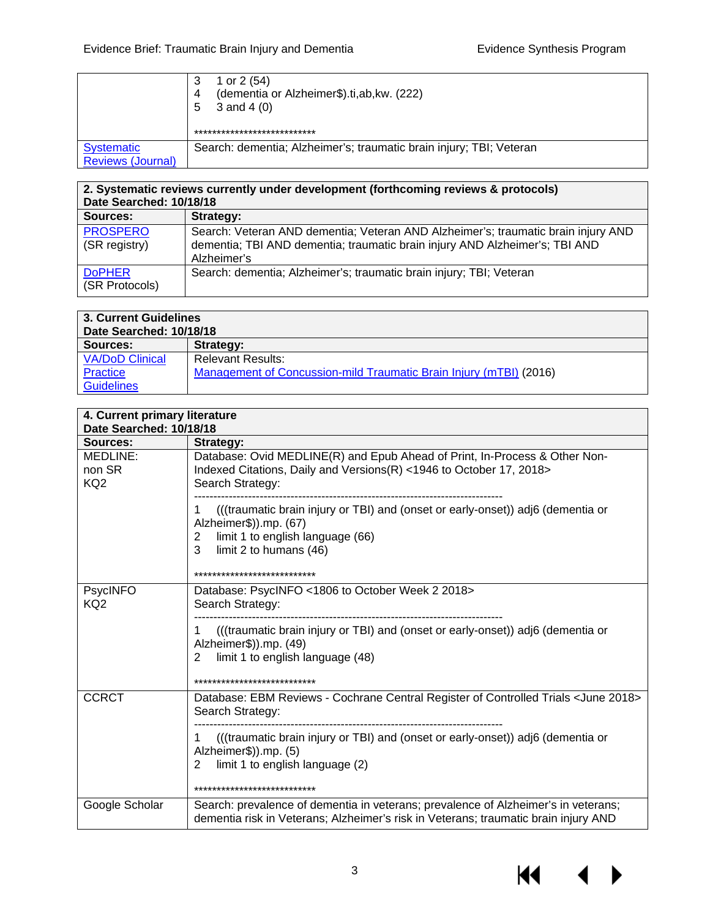| | |
|---|---|
| | 3 1 or 2 (54)<br>4 (dementia or Alzheimer$).ti,ab,kw. (222)<br>5 3 and 4 (0)<br><br>*************************** |
| Systematic Reviews (Journal) | Search: dementia; Alzheimer's; traumatic brain injury; TBI; Veteran |

| **2. Systematic reviews currently under development (forthcoming reviews & protocols)<br>Date Searched: 10/18/18** | |
|---|---|
| **Sources:** | **Strategy:** |
| PROSPERO (SR registry) | Search: Veteran AND dementia; Veteran AND Alzheimer's; traumatic brain injury AND dementia; TBI AND dementia; traumatic brain injury AND Alzheimer's; TBI AND Alzheimer's |
| DoPHER (SR Protocols) | Search: dementia; Alzheimer's; traumatic brain injury; TBI; Veteran |

| **3. Current Guidelines<br>Date Searched: 10/18/18** | |
|---|---|
| **Sources:** | **Strategy:** |
| VA/DoD Clinical Practice Guidelines | Relevant Results:<br>Management of Concussion-mild Traumatic Brain Injury (mTBI) (2016) |

| **4. Current primary literature<br>Date Searched: 10/18/18** | |
|---|---|
| **Sources:** | **Strategy:** |
| MEDLINE: non SR KQ2 | Database: Ovid MEDLINE(R) and Epub Ahead of Print, In-Process & Other Non-Indexed Citations, Daily and Versions(R) <1946 to October 17, 2018><br>Search Strategy:<br>--------------------------------------------------------------------------------<br>1 (((traumatic brain injury or TBI) and (onset or early-onset)) adj6 (dementia or Alzheimer$)).mp. (67)<br>2 limit 1 to english language (66)<br>3 limit 2 to humans (46)<br><br>*************************** |
| PsycINFO KQ2 | Database: PsycINFO <1806 to October Week 2 2018><br>Search Strategy:<br>--------------------------------------------------------------------------------<br>1 (((traumatic brain injury or TBI) and (onset or early-onset)) adj6 (dementia or Alzheimer$)).mp. (49)<br>2 limit 1 to english language (48)<br><br>*************************** |
| CCRCT | Database: EBM Reviews - Cochrane Central Register of Controlled Trials <June 2018><br>Search Strategy:<br>--------------------------------------------------------------------------------<br>1 (((traumatic brain injury or TBI) and (onset or early-onset)) adj6 (dementia or Alzheimer$)).mp. (5)<br>2 limit 1 to english language (2)<br><br>*************************** |
| Google Scholar | Search: prevalence of dementia in veterans; prevalence of Alzheimer's in veterans; dementia risk in Veterans; Alzheimer's risk in Veterans; traumatic brain injury AND |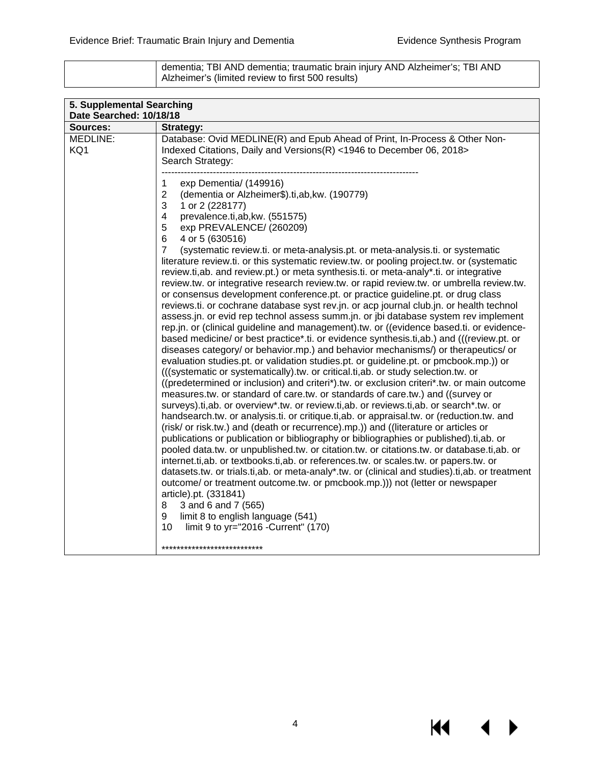| | |
|---|---|
| | dementia; TBI AND dementia; traumatic brain injury AND Alzheimer's; TBI AND Alzheimer's (limited review to first 500 results) |

| **5. Supplemental Searching**<br>**Date Searched: 10/18/18** | |
|---|---|
| **Sources:** | **Strategy:** |
| MEDLINE:<br>KQ1 | Database: Ovid MEDLINE(R) and Epub Ahead of Print, In-Process & Other Non-Indexed Citations, Daily and Versions(R) <1946 to December 06, 2018><br>Search Strategy:<br>--------------------------------------------------------------------------------<br>1 exp Dementia/ (149916)<br>2 (dementia or Alzheimer$).ti,ab,kw. (190779)<br>3 1 or 2 (228177)<br>4 prevalence.ti,ab,kw. (551575)<br>5 exp PREVALENCE/ (260209)<br>6 4 or 5 (630516)<br>7 (systematic review.ti. or meta-analysis.pt. or meta-analysis.ti. or systematic literature review.ti. or this systematic review.tw. or pooling project.tw. or (systematic review.ti,ab. and review.pt.) or meta synthesis.ti. or meta-analy*.ti. or integrative review.tw. or integrative research review.tw. or rapid review.tw. or umbrella review.tw. or consensus development conference.pt. or practice guideline.pt. or drug class reviews.ti. or cochrane database syst rev.jn. or acp journal club.jn. or health technol assess.jn. or evid rep technol assess summ.jn. or jbi database system rev implement rep.jn. or (clinical guideline and management).tw. or ((evidence based.ti. or evidence-based medicine/ or best practice*.ti. or evidence synthesis.ti,ab.) and (((review.pt. or diseases category/ or behavior.mp.) and behavior mechanisms/) or therapeutics/ or evaluation studies.pt. or validation studies.pt. or guideline.pt. or pmcbook.mp.)) or (((systematic or systematically).tw. or critical.ti,ab. or study selection.tw. or ((predetermined or inclusion) and criteri*).tw. or exclusion criteri*.tw. or main outcome measures.tw. or standard of care.tw. or standards of care.tw.) and ((survey or surveys).ti,ab. or overview*.tw. or review.ti,ab. or reviews.ti,ab. or search*.tw. or handsearch.tw. or analysis.ti. or critique.ti,ab. or appraisal.tw. or (reduction.tw. and (risk/ or risk.tw.) and (death or recurrence).mp.)) and ((literature or articles or publications or publication or bibliography or bibliographies or published).ti,ab. or pooled data.tw. or unpublished.tw. or citation.tw. or citations.tw. or database.ti,ab. or internet.ti,ab. or textbooks.ti,ab. or references.tw. or scales.tw. or papers.tw. or datasets.tw. or trials.ti,ab. or meta-analy*.tw. or (clinical and studies).ti,ab. or treatment outcome/ or treatment outcome.tw. or pmcbook.mp.))) not (letter or newspaper article).pt. (331841)<br>8 3 and 6 and 7 (565)<br>9 limit 8 to english language (541)<br>10 limit 9 to yr="2016 -Current" (170)<br><br>*************************** |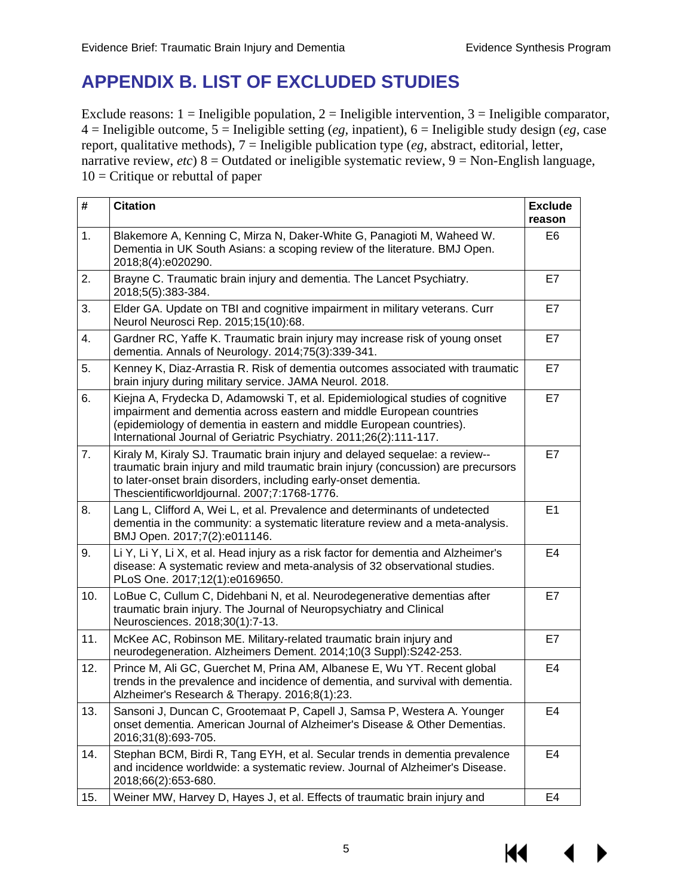# APPENDIX B. LIST OF EXCLUDED STUDIES

Exclude reasons: 1 = Ineligible population, 2 = Ineligible intervention, 3 = Ineligible comparator, 4 = Ineligible outcome, 5 = Ineligible setting (*eg,* inpatient), 6 = Ineligible study design (*eg,* case report, qualitative methods), 7 = Ineligible publication type (*eg,* abstract, editorial, letter, narrative review, *etc*) 8 = Outdated or ineligible systematic review, 9 = Non-English language, 10 = Critique or rebuttal of paper

| # | Citation | Exclude reason |
|---|---|---|
| 1. | Blakemore A, Kenning C, Mirza N, Daker-White G, Panagioti M, Waheed W. Dementia in UK South Asians: a scoping review of the literature. BMJ Open. 2018;8(4):e020290. | E6 |
| 2. | Brayne C. Traumatic brain injury and dementia. The Lancet Psychiatry. 2018;5(5):383-384. | E7 |
| 3. | Elder GA. Update on TBI and cognitive impairment in military veterans. Curr Neurol Neurosci Rep. 2015;15(10):68. | E7 |
| 4. | Gardner RC, Yaffe K. Traumatic brain injury may increase risk of young onset dementia. Annals of Neurology. 2014;75(3):339-341. | E7 |
| 5. | Kenney K, Diaz-Arrastia R. Risk of dementia outcomes associated with traumatic brain injury during military service. JAMA Neurol. 2018. | E7 |
| 6. | Kiejna A, Frydecka D, Adamowski T, et al. Epidemiological studies of cognitive impairment and dementia across eastern and middle European countries (epidemiology of dementia in eastern and middle European countries). International Journal of Geriatric Psychiatry. 2011;26(2):111-117. | E7 |
| 7. | Kiraly M, Kiraly SJ. Traumatic brain injury and delayed sequelae: a review--traumatic brain injury and mild traumatic brain injury (concussion) are precursors to later-onset brain disorders, including early-onset dementia. Thescientificworldjournal. 2007;7:1768-1776. | E7 |
| 8. | Lang L, Clifford A, Wei L, et al. Prevalence and determinants of undetected dementia in the community: a systematic literature review and a meta-analysis. BMJ Open. 2017;7(2):e011146. | E1 |
| 9. | Li Y, Li Y, Li X, et al. Head injury as a risk factor for dementia and Alzheimer's disease: A systematic review and meta-analysis of 32 observational studies. PLoS One. 2017;12(1):e0169650. | E4 |
| 10. | LoBue C, Cullum C, Didehbani N, et al. Neurodegenerative dementias after traumatic brain injury. The Journal of Neuropsychiatry and Clinical Neurosciences. 2018;30(1):7-13. | E7 |
| 11. | McKee AC, Robinson ME. Military-related traumatic brain injury and neurodegeneration. Alzheimers Dement. 2014;10(3 Suppl):S242-253. | E7 |
| 12. | Prince M, Ali GC, Guerchet M, Prina AM, Albanese E, Wu YT. Recent global trends in the prevalence and incidence of dementia, and survival with dementia. Alzheimer's Research & Therapy. 2016;8(1):23. | E4 |
| 13. | Sansoni J, Duncan C, Grootemaat P, Capell J, Samsa P, Westera A. Younger onset dementia. American Journal of Alzheimer's Disease & Other Dementias. 2016;31(8):693-705. | E4 |
| 14. | Stephan BCM, Birdi R, Tang EYH, et al. Secular trends in dementia prevalence and incidence worldwide: a systematic review. Journal of Alzheimer's Disease. 2018;66(2):653-680. | E4 |
| 15. | Weiner MW, Harvey D, Hayes J, et al. Effects of traumatic brain injury and | E4 |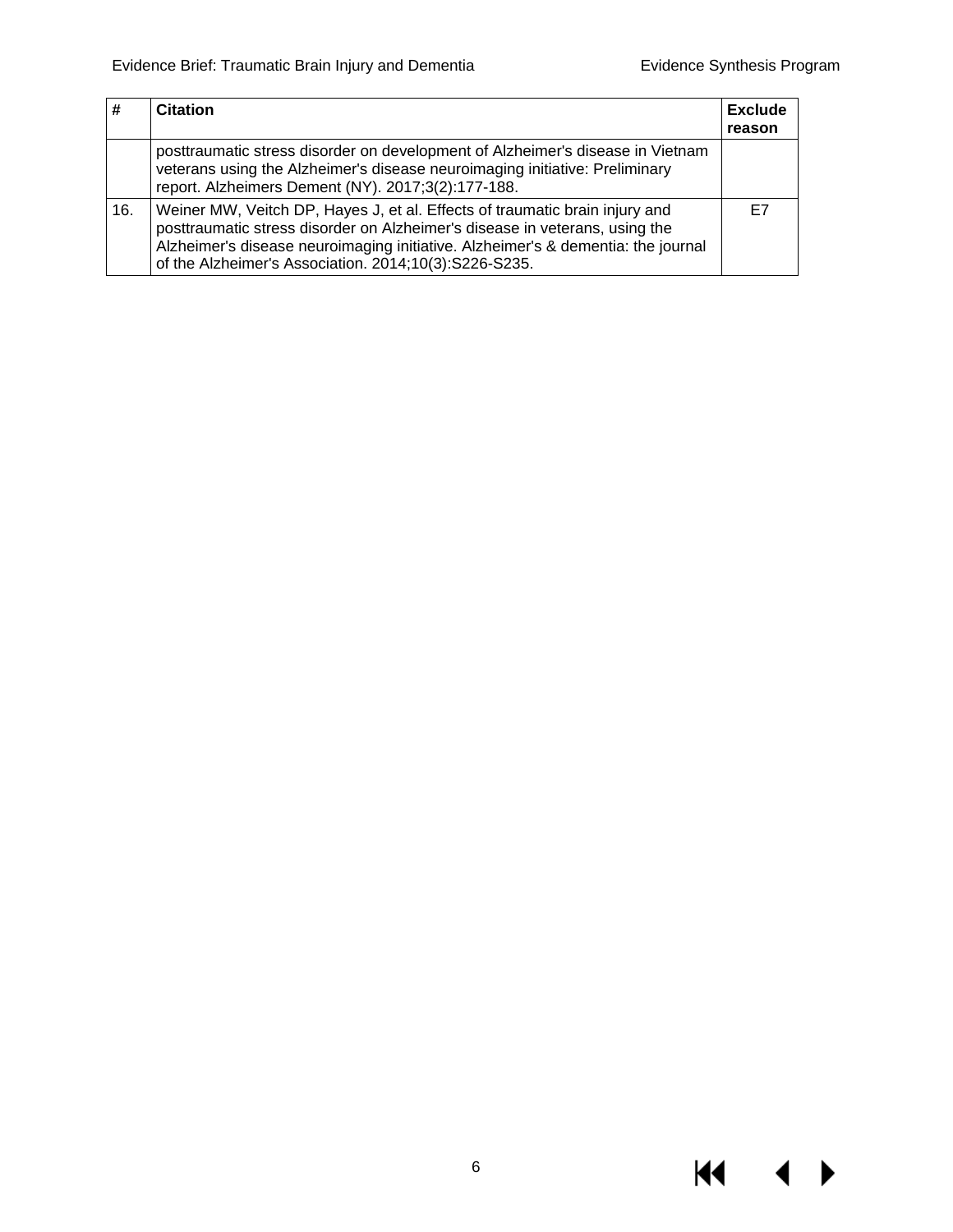| # | Citation | Exclude reason |
|---|---|---|
| | posttraumatic stress disorder on development of Alzheimer's disease in Vietnam veterans using the Alzheimer's disease neuroimaging initiative: Preliminary report. Alzheimers Dement (NY). 2017;3(2):177-188. | |
| 16. | Weiner MW, Veitch DP, Hayes J, et al. Effects of traumatic brain injury and posttraumatic stress disorder on Alzheimer's disease in veterans, using the Alzheimer's disease neuroimaging initiative. Alzheimer's & dementia: the journal of the Alzheimer's Association. 2014;10(3):S226-S235. | E7 |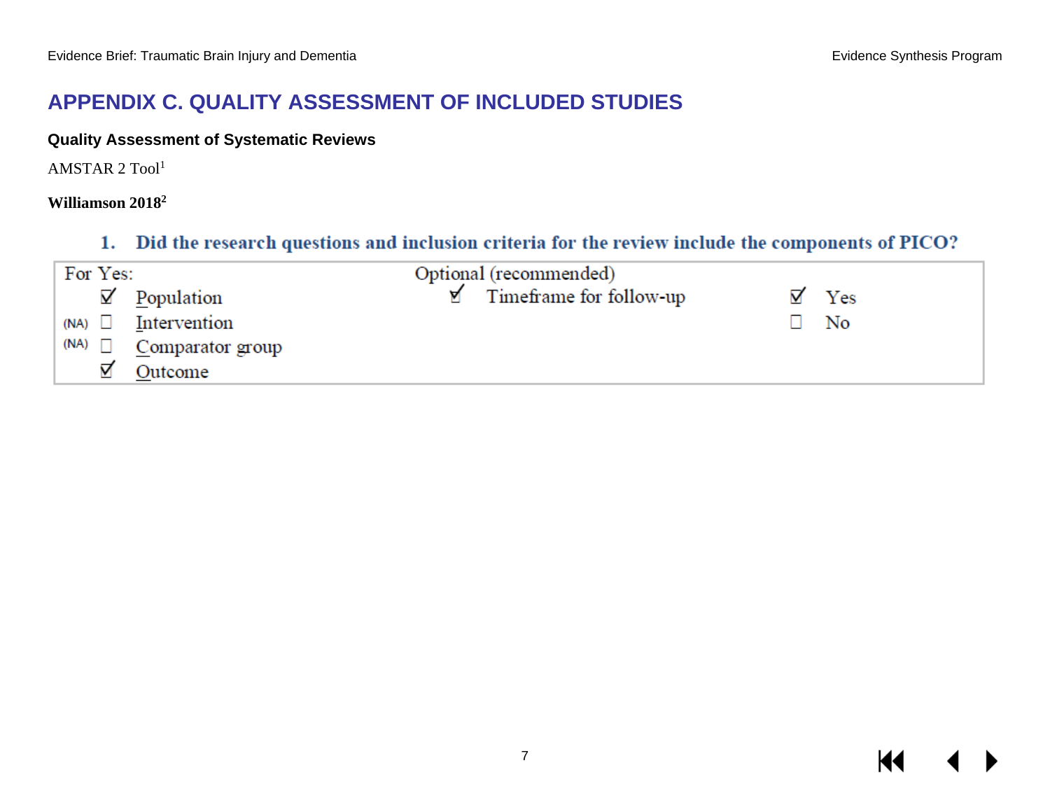# APPENDIX C. QUALITY ASSESSMENT OF INCLUDED STUDIES

### Quality Assessment of Systematic Reviews

AMSTAR 2 Tool[1]

**Williamson 2018[2]**

#### 1. Did the research questions and inclusion criteria for the review include the components of PICO?

| For Yes: | Optional (recommended) | |
|---|---|---|
| ☑ Population | ☑ Timeframe for follow-up | ☑ Yes |
| (NA) ☐ Intervention | | ☐ No |
| (NA) ☐ Comparator group | | |
| ☑ Outcome | | |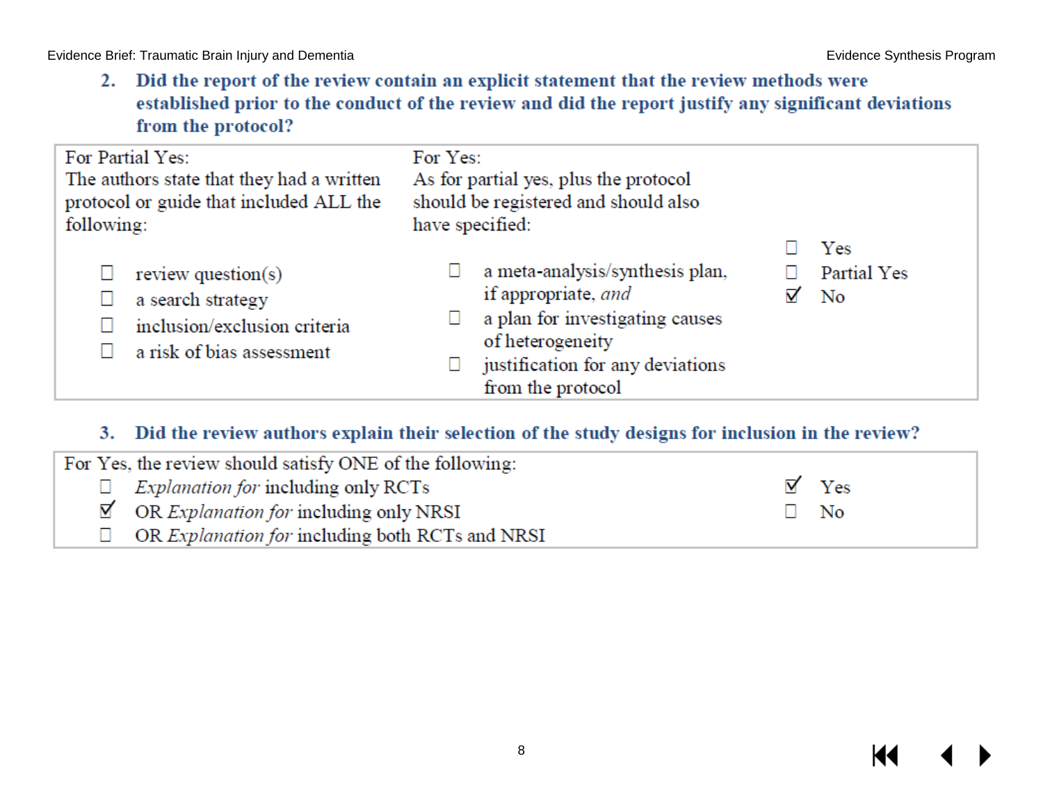**2. Did the report of the review contain an explicit statement that the review methods were established prior to the conduct of the review and did the report justify any significant deviations from the protocol?**

| For Partial Yes: The authors state that they had a written protocol or guide that included ALL the following: | For Yes: As for partial yes, plus the protocol should be registered and should also have specified: | |
|---|---|---|
| ☐ review question(s)<br>☐ a search strategy<br>☐ inclusion/exclusion criteria<br>☐ a risk of bias assessment | ☐ a meta-analysis/synthesis plan, if appropriate, *and*<br>☐ a plan for investigating causes of heterogeneity<br>☐ justification for any deviations from the protocol | ☐ Yes<br>☐ Partial Yes<br>☑ No |

**3. Did the review authors explain their selection of the study designs for inclusion in the review?**

| For Yes, the review should satisfy ONE of the following: | |
|---|---|
| ☐ *Explanation for* including only RCTs<br>☑ OR *Explanation for* including only NRSI<br>☐ OR *Explanation for* including both RCTs and NRSI | ☑ Yes<br>☐ No |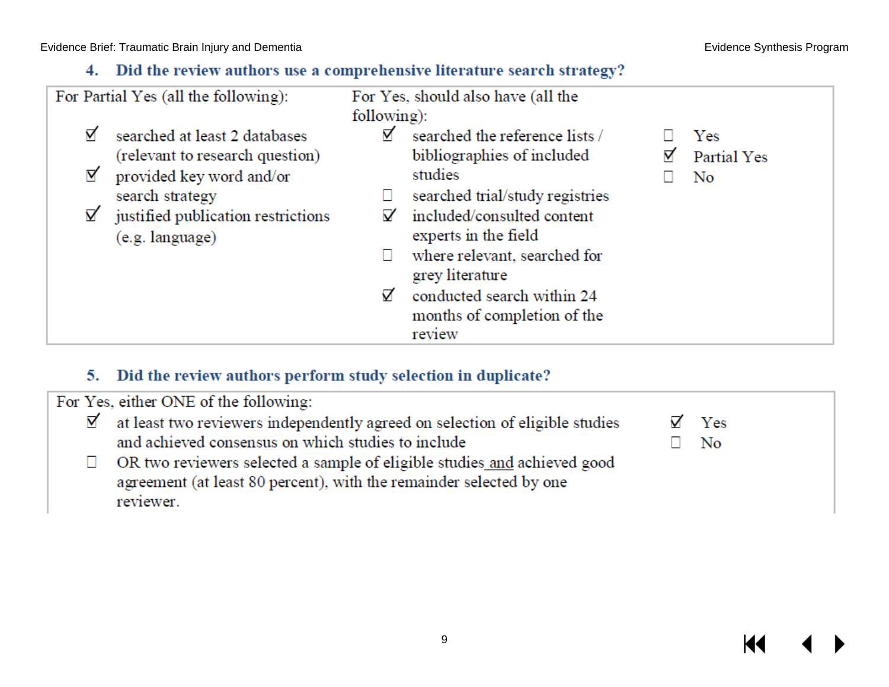### 4. Did the review authors use a comprehensive literature search strategy?

| For Partial Yes (all the following): | For Yes, should also have (all the following): | |
|---|---|---|
| ☑ searched at least 2 databases (relevant to research question)<br>☑ provided key word and/or search strategy<br>☑ justified publication restrictions (e.g. language) | ☑ searched the reference lists / bibliographies of included studies<br>☐ searched trial/study registries<br>☑ included/consulted content experts in the field<br>☐ where relevant, searched for grey literature<br>☑ conducted search within 24 months of completion of the review | ☐ Yes<br>☑ Partial Yes<br>☐ No |

### 5. Did the review authors perform study selection in duplicate?

| For Yes, either ONE of the following: | |
|---|---|
| ☑ at least two reviewers independently agreed on selection of eligible studies and achieved consensus on which studies to include<br>☐ OR two reviewers selected a sample of eligible studies and achieved good agreement (at least 80 percent), with the remainder selected by one reviewer. | ☑ Yes<br>☐ No |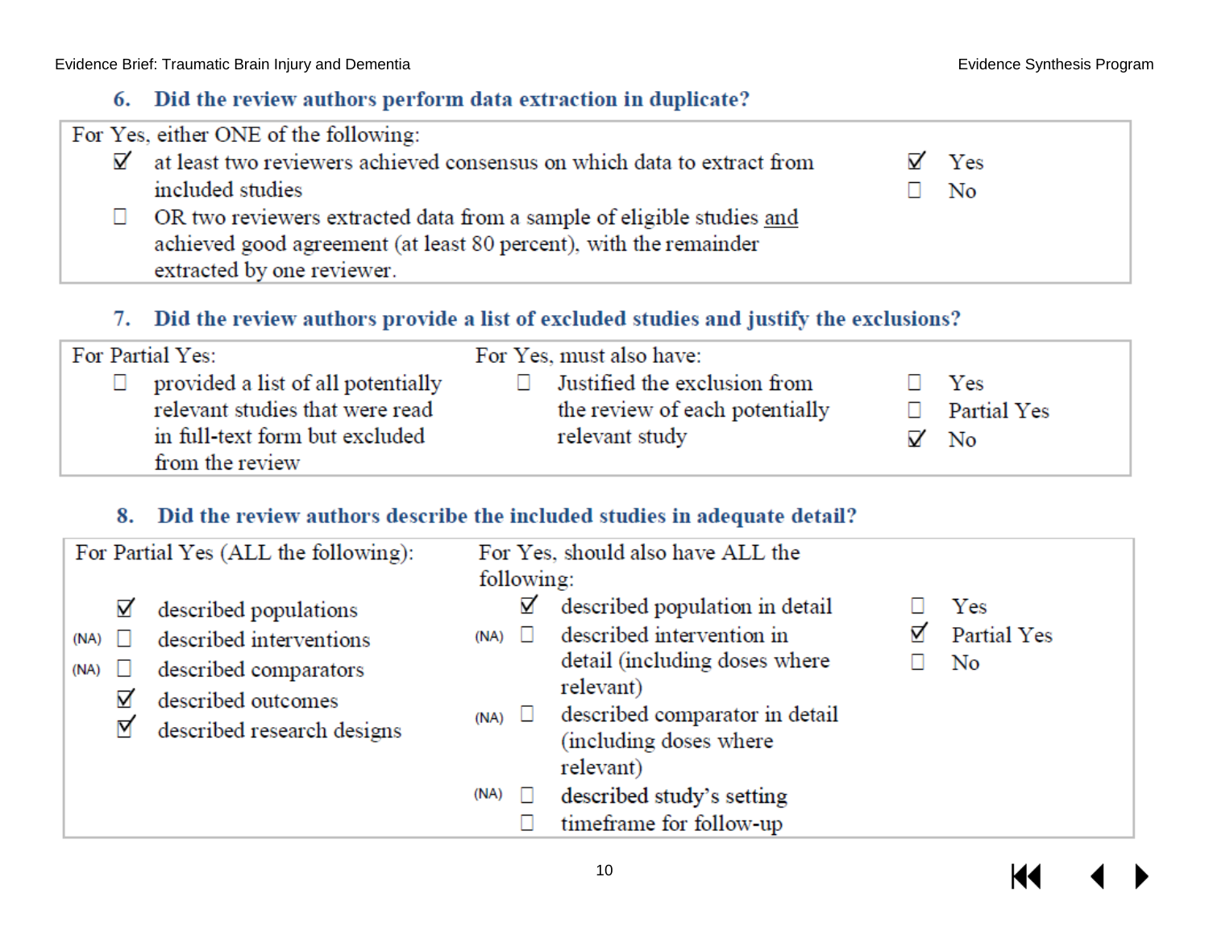### 6. Did the review authors perform data extraction in duplicate?

| For Yes, either ONE of the following: | |
|---|---|
| ☑ at least two reviewers achieved consensus on which data to extract from included studies | ☑ Yes |
| ☐ OR two reviewers extracted data from a sample of eligible studies and achieved good agreement (at least 80 percent), with the remainder extracted by one reviewer. | ☐ No |

### 7. Did the review authors provide a list of excluded studies and justify the exclusions?

| For Partial Yes: | For Yes, must also have: | |
|---|---|---|
| ☐ provided a list of all potentially relevant studies that were read in full-text form but excluded from the review | ☐ Justified the exclusion from the review of each potentially relevant study | ☐ Yes<br>☐ Partial Yes<br>☑ No |

### 8. Did the review authors describe the included studies in adequate detail?

| For Partial Yes (ALL the following): | For Yes, should also have ALL the following: | |
|---|---|---|
| ☑ described populations | ☑ described population in detail | ☐ Yes |
| (NA) ☐ described interventions | (NA) ☐ described intervention in detail (including doses where relevant) | ☑ Partial Yes |
| (NA) ☐ described comparators | (NA) ☐ described comparator in detail (including doses where relevant) | ☐ No |
| ☑ described outcomes | (NA) ☐ described study's setting | |
| ☑ described research designs | ☐ timeframe for follow-up | |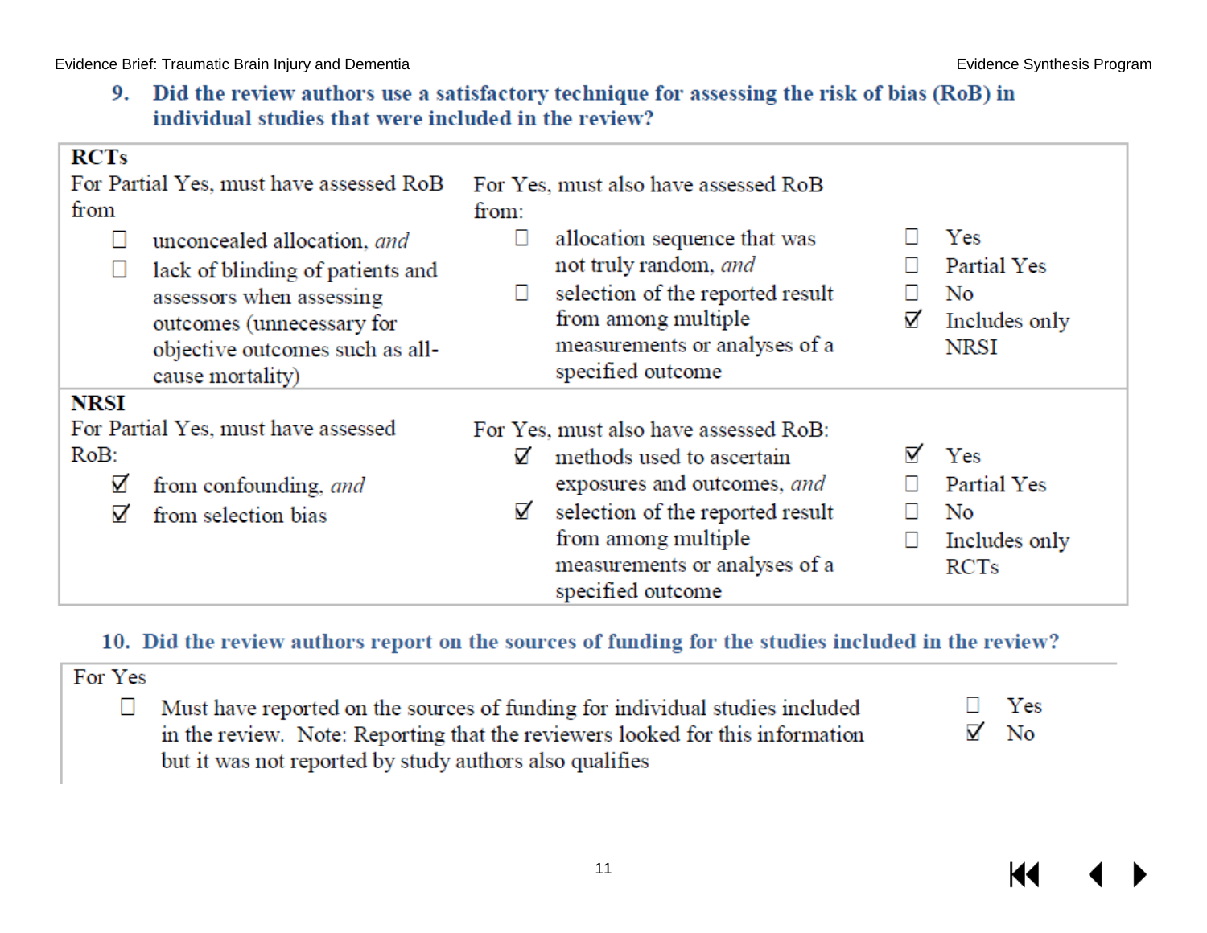### 9. Did the review authors use a satisfactory technique for assessing the risk of bias (RoB) in individual studies that were included in the review?

| **RCTs** | | |
|---|---|---|
| For Partial Yes, must have assessed RoB from<br>☐ unconcealed allocation, *and*<br>☐ lack of blinding of patients and assessors when assessing outcomes (unnecessary for objective outcomes such as all-cause mortality) | For Yes, must also have assessed RoB from:<br>☐ allocation sequence that was not truly random, *and*<br>☐ selection of the reported result from among multiple measurements or analyses of a specified outcome | ☐ Yes<br>☐ Partial Yes<br>☐ No<br>☑ Includes only NRSI |
| **NRSI** | | |
| For Partial Yes, must have assessed RoB:<br>☑ from confounding, *and*<br>☑ from selection bias | For Yes, must also have assessed RoB:<br>☑ methods used to ascertain exposures and outcomes, *and*<br>☑ selection of the reported result from among multiple measurements or analyses of a specified outcome | ☑ Yes<br>☐ Partial Yes<br>☐ No<br>☐ Includes only RCTs |

### 10. Did the review authors report on the sources of funding for the studies included in the review?

| For Yes | |
|---|---|
| ☐ Must have reported on the sources of funding for individual studies included in the review. Note: Reporting that the reviewers looked for this information but it was not reported by study authors also qualifies | ☐ Yes<br>☑ No |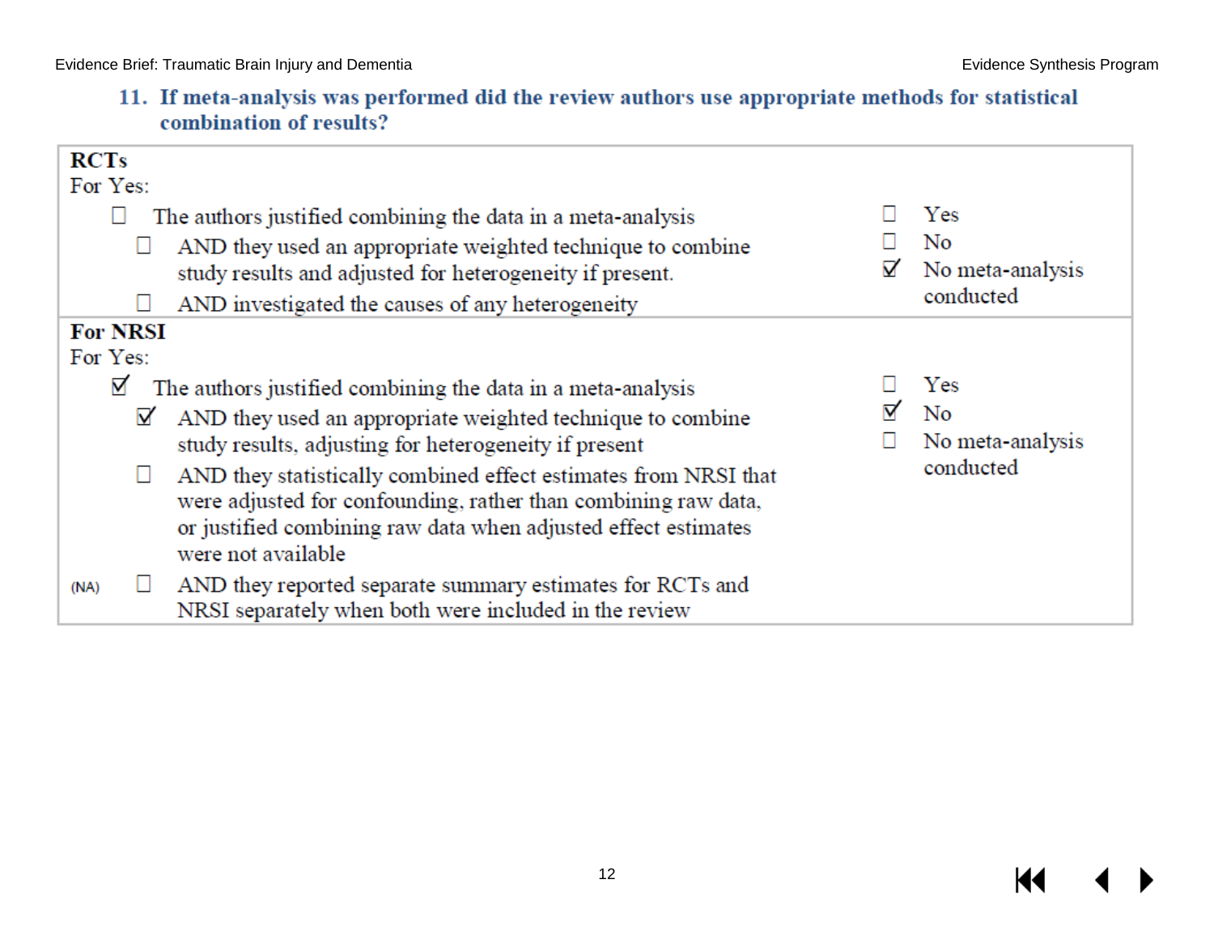### 11. If meta-analysis was performed did the review authors use appropriate methods for statistical combination of results?

| | |
|---|---|
| **RCTs**<br>For Yes:<br>☐ The authors justified combining the data in a meta-analysis<br>☐ AND they used an appropriate weighted technique to combine study results and adjusted for heterogeneity if present.<br>☐ AND investigated the causes of any heterogeneity | ☐ Yes<br>☐ No<br>☑ No meta-analysis conducted |
| **For NRSI**<br>For Yes:<br>☑ The authors justified combining the data in a meta-analysis<br>☑ AND they used an appropriate weighted technique to combine study results, adjusting for heterogeneity if present<br>☐ AND they statistically combined effect estimates from NRSI that were adjusted for confounding, rather than combining raw data, or justified combining raw data when adjusted effect estimates were not available<br>(NA) ☐ AND they reported separate summary estimates for RCTs and NRSI separately when both were included in the review | ☐ Yes<br>☑ No<br>☐ No meta-analysis conducted |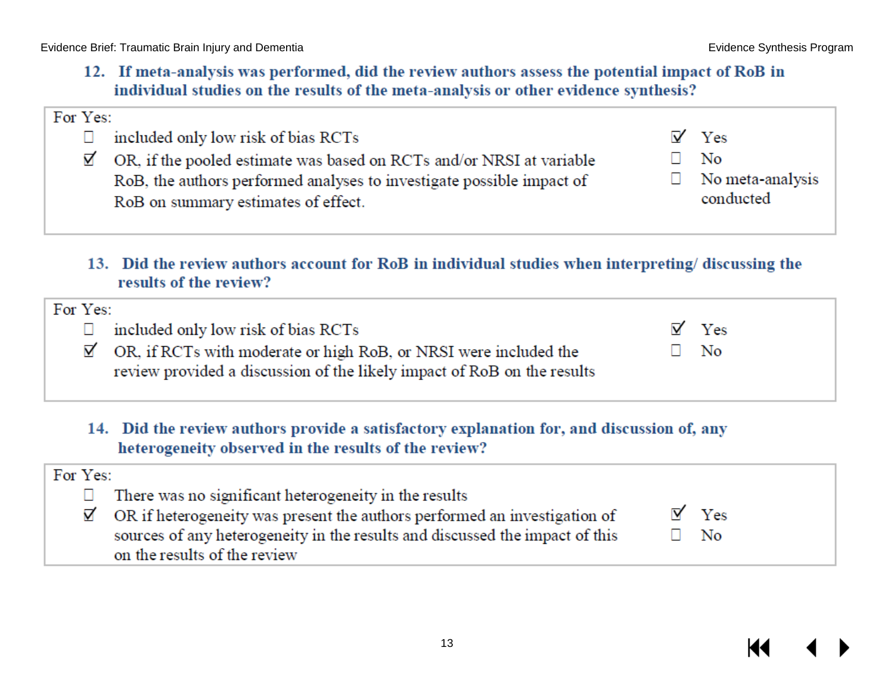**12. If meta-analysis was performed, did the review authors assess the potential impact of RoB in individual studies on the results of the meta-analysis or other evidence synthesis?**

| For Yes: | |
|---|---|
| ☐ included only low risk of bias RCTs<br>☑ OR, if the pooled estimate was based on RCTs and/or NRSI at variable RoB, the authors performed analyses to investigate possible impact of RoB on summary estimates of effect. | ☑ Yes<br>☐ No<br>☐ No meta-analysis conducted |

**13. Did the review authors account for RoB in individual studies when interpreting/ discussing the results of the review?**

| For Yes: | |
|---|---|
| ☐ included only low risk of bias RCTs<br>☑ OR, if RCTs with moderate or high RoB, or NRSI were included the review provided a discussion of the likely impact of RoB on the results | ☑ Yes<br>☐ No |

**14. Did the review authors provide a satisfactory explanation for, and discussion of, any heterogeneity observed in the results of the review?**

| For Yes: | |
|---|---|
| ☐ There was no significant heterogeneity in the results<br>☑ OR if heterogeneity was present the authors performed an investigation of sources of any heterogeneity in the results and discussed the impact of this on the results of the review | ☑ Yes<br>☐ No |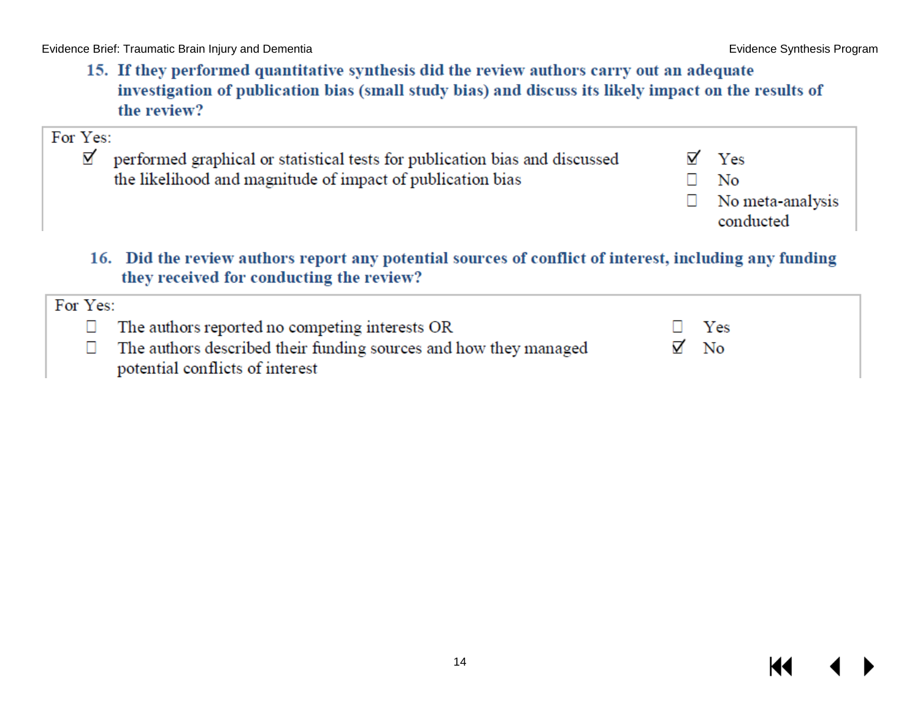**15. If they performed quantitative synthesis did the review authors carry out an adequate investigation of publication bias (small study bias) and discuss its likely impact on the results of the review?**

| For Yes: | |
| --- | --- |
| ☑ performed graphical or statistical tests for publication bias and discussed the likelihood and magnitude of impact of publication bias | ☑ Yes<br>☐ No<br>☐ No meta-analysis conducted |

**16. Did the review authors report any potential sources of conflict of interest, including any funding they received for conducting the review?**

| For Yes: | |
| --- | --- |
| ☐ The authors reported no competing interests OR<br>☐ The authors described their funding sources and how they managed potential conflicts of interest | ☐ Yes<br>☑ No |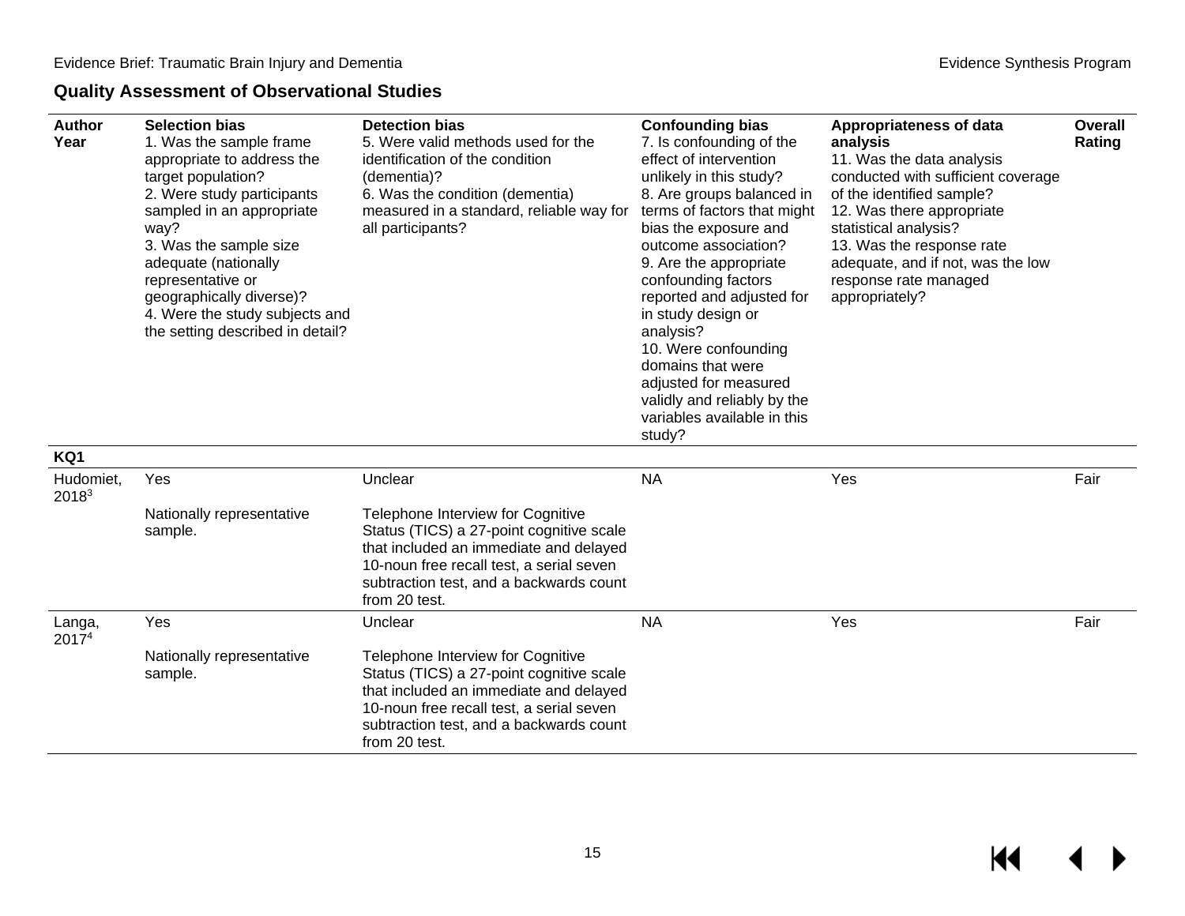### Quality Assessment of Observational Studies

| Author Year | Selection bias<br>1. Was the sample frame appropriate to address the target population?<br>2. Were study participants sampled in an appropriate way?<br>3. Was the sample size adequate (nationally representative or geographically diverse)?<br>4. Were the study subjects and the setting described in detail? | Detection bias<br>5. Were valid methods used for the identification of the condition (dementia)?<br>6. Was the condition (dementia) measured in a standard, reliable way for all participants? | Confounding bias<br>7. Is confounding of the effect of intervention unlikely in this study?<br>8. Are groups balanced in terms of factors that might bias the exposure and outcome association?<br>9. Are the appropriate confounding factors reported and adjusted for in study design or analysis?<br>10. Were confounding domains that were adjusted for measured validly and reliably by the variables available in this study? | Appropriateness of data analysis<br>11. Was the data analysis conducted with sufficient coverage of the identified sample?<br>12. Was there appropriate statistical analysis?<br>13. Was the response rate adequate, and if not, was the low response rate managed appropriately? | Overall Rating |
|---|---|---|---|---|---|
| **KQ1** | | | | | |
| Hudomiet, 2018[3] | Yes<br><br>Nationally representative sample. | Unclear<br><br>Telephone Interview for Cognitive Status (TICS) a 27-point cognitive scale that included an immediate and delayed 10-noun free recall test, a serial seven subtraction test, and a backwards count from 20 test. | NA | Yes | Fair |
| Langa, 2017[4] | Yes<br><br>Nationally representative sample. | Unclear<br><br>Telephone Interview for Cognitive Status (TICS) a 27-point cognitive scale that included an immediate and delayed 10-noun free recall test, a serial seven subtraction test, and a backwards count from 20 test. | NA | Yes | Fair |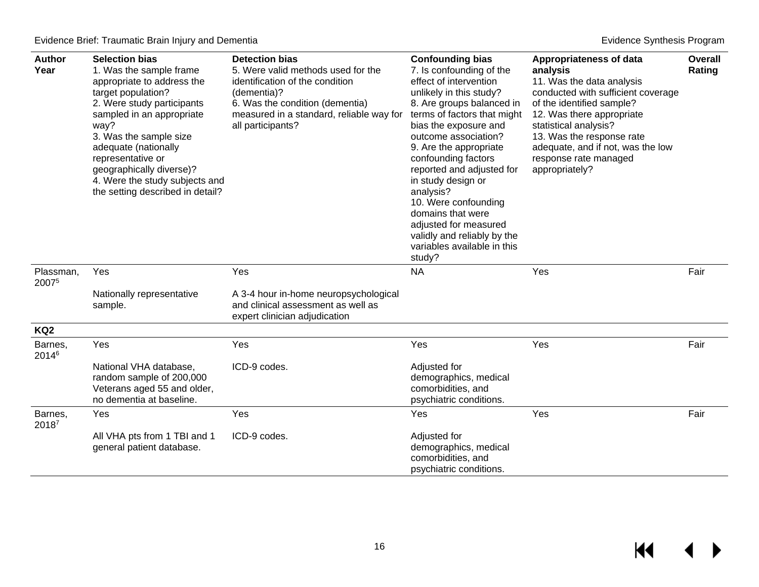| Author Year | **Selection bias**<br>1. Was the sample frame appropriate to address the target population?<br>2. Were study participants sampled in an appropriate way?<br>3. Was the sample size adequate (nationally representative or geographically diverse)?<br>4. Were the study subjects and the setting described in detail? | **Detection bias**<br>5. Were valid methods used for the identification of the condition (dementia)?<br>6. Was the condition (dementia) measured in a standard, reliable way for all participants? | **Confounding bias**<br>7. Is confounding of the effect of intervention unlikely in this study?<br>8. Are groups balanced in terms of factors that might bias the exposure and outcome association?<br>9. Are the appropriate confounding factors reported and adjusted for in study design or analysis?<br>10. Were confounding domains that were adjusted for measured validly and reliably by the variables available in this study? | **Appropriateness of data analysis**<br>11. Was the data analysis conducted with sufficient coverage of the identified sample?<br>12. Was there appropriate statistical analysis?<br>13. Was the response rate adequate, and if not, was the low response rate managed appropriately? | Overall Rating |
|---|---|---|---|---|---|
| Plassman, 2007[5] | Yes<br><br>Nationally representative sample. | Yes<br><br>A 3-4 hour in-home neuropsychological and clinical assessment as well as expert clinician adjudication | NA | Yes | Fair |
| **KQ2** | | | | | |
| Barnes, 2014[6] | Yes<br><br>National VHA database, random sample of 200,000 Veterans aged 55 and older, no dementia at baseline. | Yes<br><br>ICD-9 codes. | Yes<br><br>Adjusted for demographics, medical comorbidities, and psychiatric conditions. | Yes | Fair |
| Barnes, 2018[7] | Yes<br><br>All VHA pts from 1 TBI and 1 general patient database. | Yes<br><br>ICD-9 codes. | Yes<br><br>Adjusted for demographics, medical comorbidities, and psychiatric conditions. | Yes | Fair |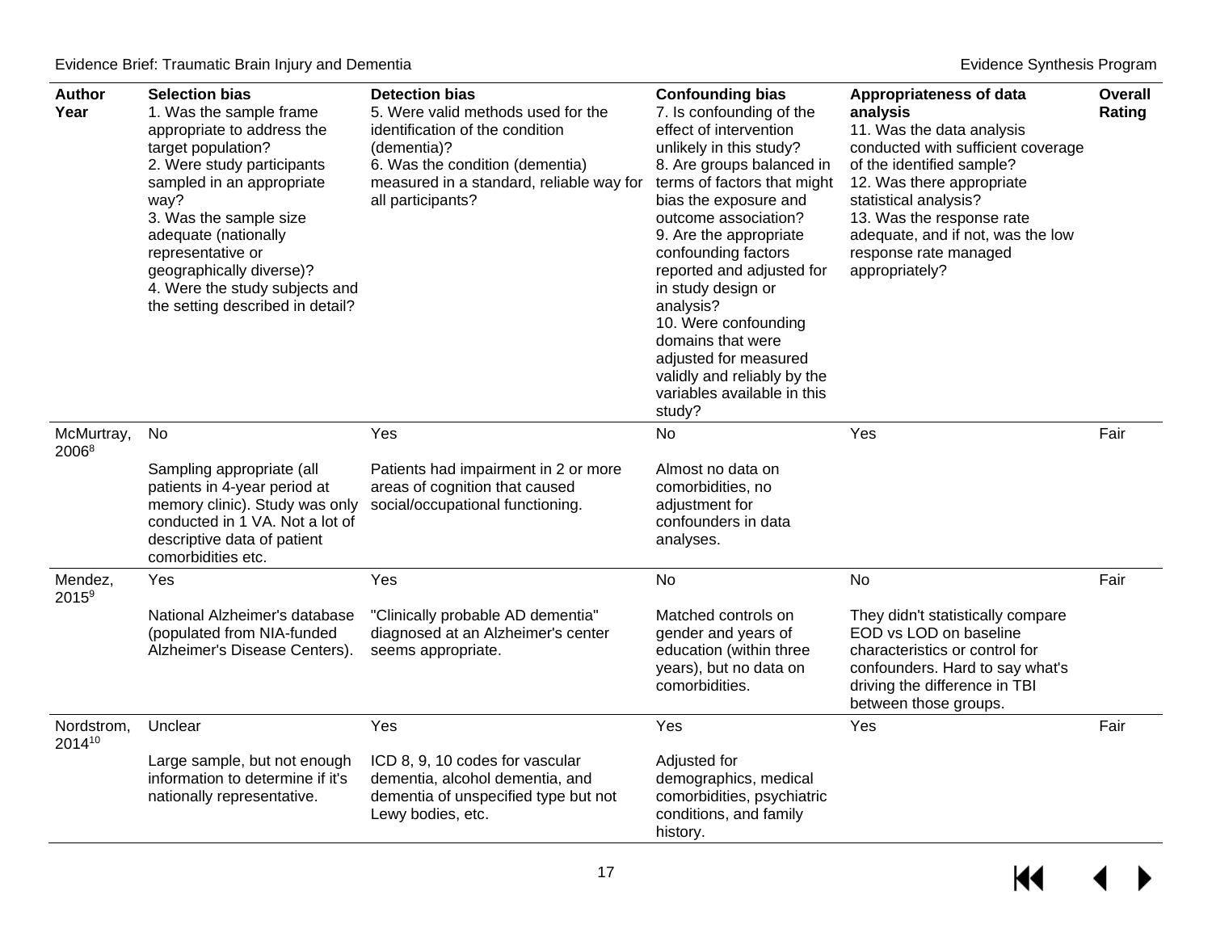| Author Year | Selection bias<br>1. Was the sample frame appropriate to address the target population?<br>2. Were study participants sampled in an appropriate way?<br>3. Was the sample size adequate (nationally representative or geographically diverse)?<br>4. Were the study subjects and the setting described in detail? | Detection bias<br>5. Were valid methods used for the identification of the condition (dementia)?<br>6. Was the condition (dementia) measured in a standard, reliable way for all participants? | Confounding bias<br>7. Is confounding of the effect of intervention unlikely in this study?<br>8. Are groups balanced in terms of factors that might bias the exposure and outcome association?<br>9. Are the appropriate confounding factors reported and adjusted for in study design or analysis?<br>10. Were confounding domains that were adjusted for measured validly and reliably by the variables available in this study? | Appropriateness of data analysis<br>11. Was the data analysis conducted with sufficient coverage of the identified sample?<br>12. Was there appropriate statistical analysis?<br>13. Was the response rate adequate, and if not, was the low response rate managed appropriately? | Overall Rating |
|---|---|---|---|---|---|
| McMurtray, 2006[8] | No<br><br>Sampling appropriate (all patients in 4-year period at memory clinic). Study was only conducted in 1 VA. Not a lot of descriptive data of patient comorbidities etc. | Yes<br><br>Patients had impairment in 2 or more areas of cognition that caused social/occupational functioning. | No<br><br>Almost no data on comorbidities, no adjustment for confounders in data analyses. | Yes | Fair |
| Mendez, 2015[9] | Yes<br><br>National Alzheimer's database (populated from NIA-funded Alzheimer's Disease Centers). | Yes<br><br>"Clinically probable AD dementia" diagnosed at an Alzheimer's center seems appropriate. | No<br><br>Matched controls on gender and years of education (within three years), but no data on comorbidities. | No<br><br>They didn't statistically compare EOD vs LOD on baseline characteristics or control for confounders. Hard to say what's driving the difference in TBI between those groups. | Fair |
| Nordstrom, 2014[10] | Unclear<br><br>Large sample, but not enough information to determine if it's nationally representative. | Yes<br><br>ICD 8, 9, 10 codes for vascular dementia, alcohol dementia, and dementia of unspecified type but not Lewy bodies, etc. | Yes<br><br>Adjusted for demographics, medical comorbidities, psychiatric conditions, and family history. | Yes | Fair |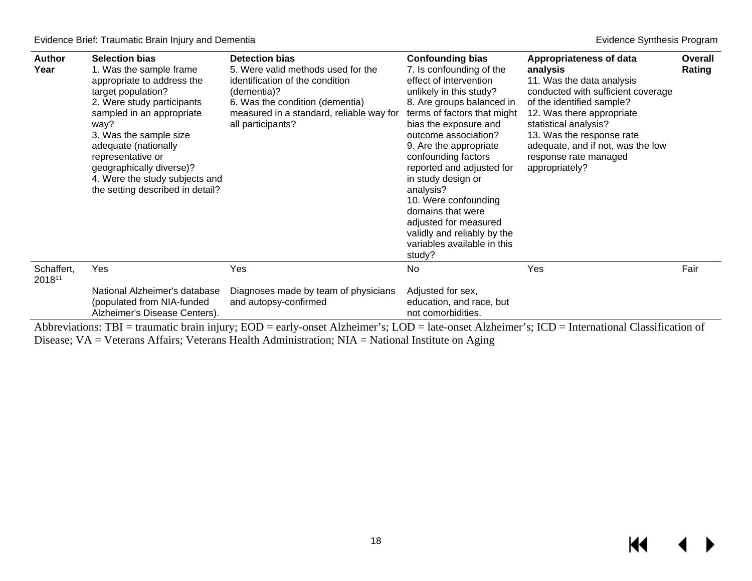| Author Year | Selection bias<br>1. Was the sample frame appropriate to address the target population?<br>2. Were study participants sampled in an appropriate way?<br>3. Was the sample size adequate (nationally representative or geographically diverse)?<br>4. Were the study subjects and the setting described in detail? | Detection bias<br>5. Were valid methods used for the identification of the condition (dementia)?<br>6. Was the condition (dementia) measured in a standard, reliable way for all participants? | Confounding bias<br>7. Is confounding of the effect of intervention unlikely in this study?<br>8. Are groups balanced in terms of factors that might bias the exposure and outcome association?<br>9. Are the appropriate confounding factors reported and adjusted for in study design or analysis?<br>10. Were confounding domains that were adjusted for measured validly and reliably by the variables available in this study? | Appropriateness of data analysis<br>11. Was the data analysis conducted with sufficient coverage of the identified sample?<br>12. Was there appropriate statistical analysis?<br>13. Was the response rate adequate, and if not, was the low response rate managed appropriately? | Overall Rating |
|---|---|---|---|---|---|
| Schaffert, 2018[11] | Yes<br><br>National Alzheimer's database (populated from NIA-funded Alzheimer's Disease Centers). | Yes<br><br>Diagnoses made by team of physicians and autopsy-confirmed | No<br><br>Adjusted for sex, education, and race, but not comorbidities. | Yes | Fair |

Abbreviations: TBI = traumatic brain injury; EOD = early-onset Alzheimer's; LOD = late-onset Alzheimer's; ICD = International Classification of Disease; VA = Veterans Affairs; Veterans Health Administration; NIA = National Institute on Aging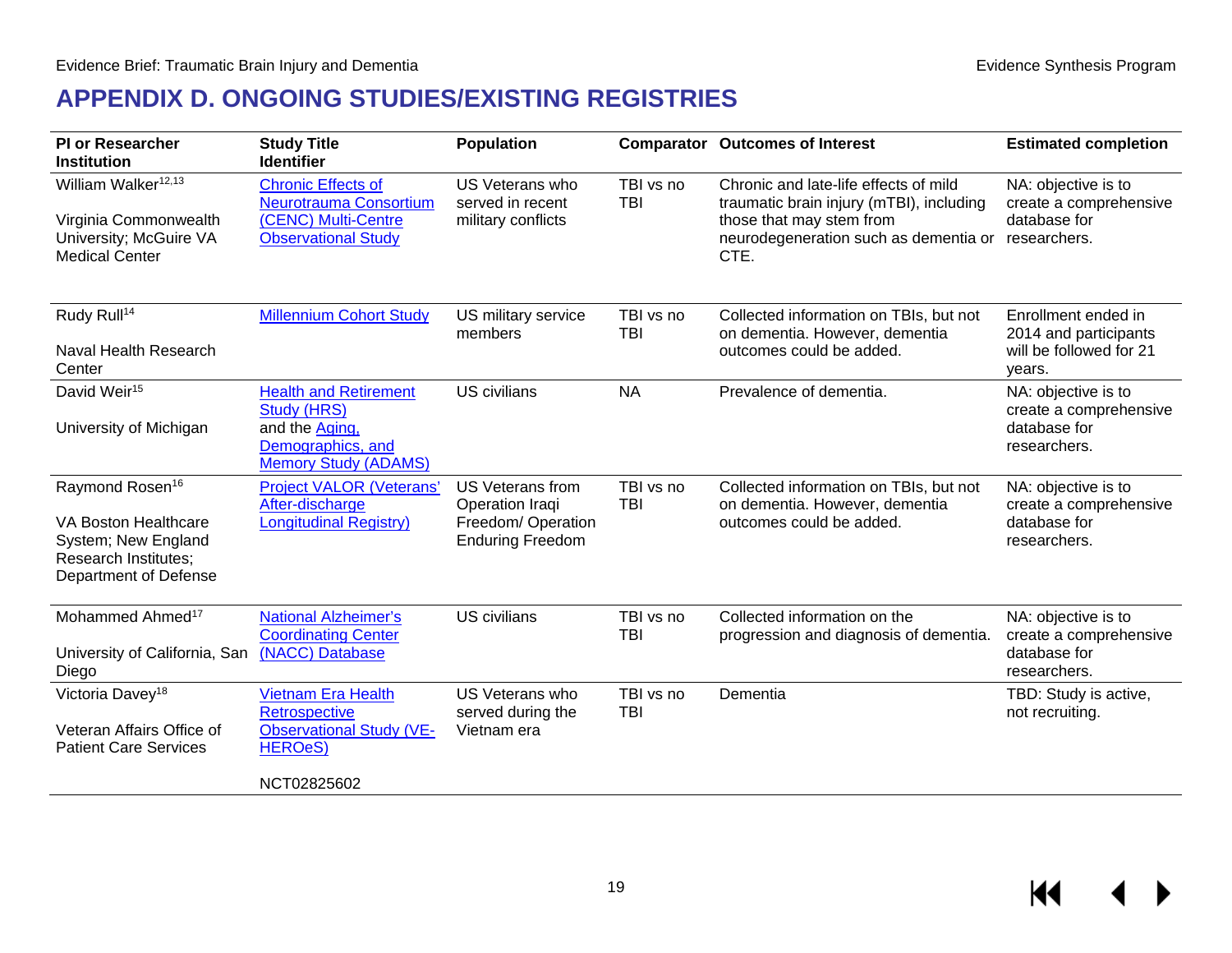# APPENDIX D. ONGOING STUDIES/EXISTING REGISTRIES

| PI or Researcher Institution | Study Title Identifier | Population | Comparator | Outcomes of Interest | Estimated completion |
|---|---|---|---|---|---|
| William Walker[12,13] <br><br> Virginia Commonwealth University; McGuire VA Medical Center | Chronic Effects of Neurotrauma Consortium (CENC) Multi-Centre Observational Study | US Veterans who served in recent military conflicts | TBI vs no TBI | Chronic and late-life effects of mild traumatic brain injury (mTBI), including those that may stem from neurodegeneration such as dementia or CTE. | NA: objective is to create a comprehensive database for researchers. |
| Rudy Rull[14] <br><br> Naval Health Research Center | Millennium Cohort Study | US military service members | TBI vs no TBI | Collected information on TBIs, but not on dementia. However, dementia outcomes could be added. | Enrollment ended in 2014 and participants will be followed for 21 years. |
| David Weir[15] <br><br> University of Michigan | Health and Retirement Study (HRS) and the Aging, Demographics, and Memory Study (ADAMS) | US civilians | NA | Prevalence of dementia. | NA: objective is to create a comprehensive database for researchers. |
| Raymond Rosen[16] <br><br> VA Boston Healthcare System; New England Research Institutes; Department of Defense | Project VALOR (Veterans' After-discharge Longitudinal Registry) | US Veterans from Operation Iraqi Freedom/ Operation Enduring Freedom | TBI vs no TBI | Collected information on TBIs, but not on dementia. However, dementia outcomes could be added. | NA: objective is to create a comprehensive database for researchers. |
| Mohammed Ahmed[17] <br><br> University of California, San Diego | National Alzheimer's Coordinating Center (NACC) Database | US civilians | TBI vs no TBI | Collected information on the progression and diagnosis of dementia. | NA: objective is to create a comprehensive database for researchers. |
| Victoria Davey[18] <br><br> Veteran Affairs Office of Patient Care Services | Vietnam Era Health Retrospective Observational Study (VE-HEROeS) <br><br> NCT02825602 | US Veterans who served during the Vietnam era | TBI vs no TBI | Dementia | TBD: Study is active, not recruiting. |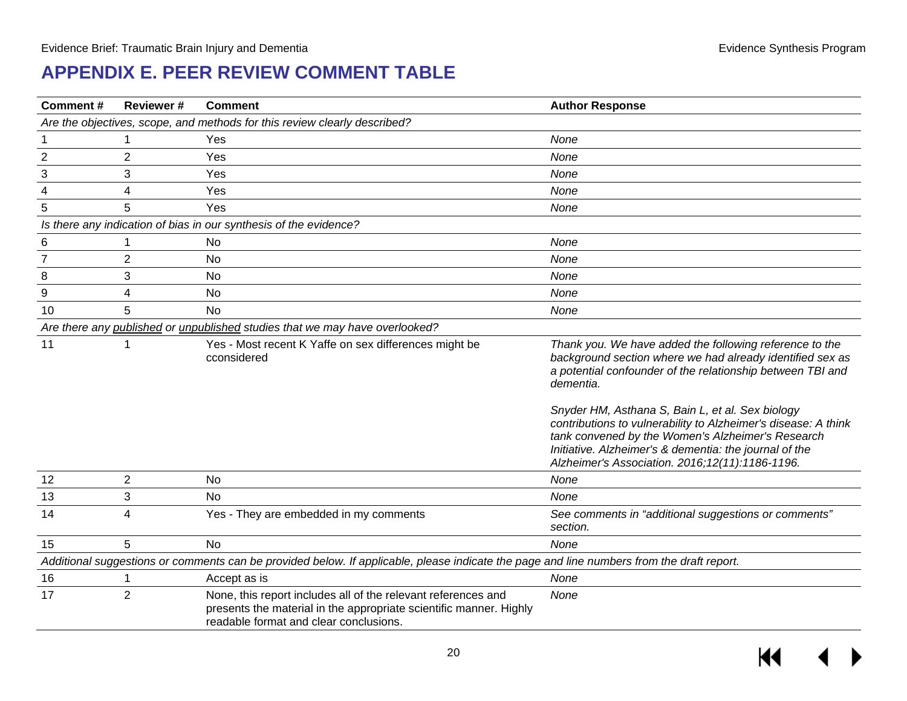# APPENDIX E. PEER REVIEW COMMENT TABLE

| Comment # | Reviewer # | Comment | Author Response |
|---|---|---|---|
| *Are the objectives, scope, and methods for this review clearly described?* | | | |
| 1 | 1 | Yes | *None* |
| 2 | 2 | Yes | *None* |
| 3 | 3 | Yes | *None* |
| 4 | 4 | Yes | *None* |
| 5 | 5 | Yes | *None* |
| *Is there any indication of bias in our synthesis of the evidence?* | | | |
| 6 | 1 | No | *None* |
| 7 | 2 | No | *None* |
| 8 | 3 | No | *None* |
| 9 | 4 | No | *None* |
| 10 | 5 | No | *None* |
| *Are there any published or unpublished studies that we may have overlooked?* | | | |
| 11 | 1 | Yes - Most recent K Yaffe on sex differences might be cconsidered | *Thank you. We have added the following reference to the background section where we had already identified sex as a potential confounder of the relationship between TBI and dementia.*<br><br>*Snyder HM, Asthana S, Bain L, et al. Sex biology contributions to vulnerability to Alzheimer's disease: A think tank convened by the Women's Alzheimer's Research Initiative. Alzheimer's & dementia: the journal of the Alzheimer's Association. 2016;12(11):1186-1196.* |
| 12 | 2 | No | *None* |
| 13 | 3 | No | *None* |
| 14 | 4 | Yes - They are embedded in my comments | *See comments in "additional suggestions or comments" section.* |
| 15 | 5 | No | *None* |
| *Additional suggestions or comments can be provided below. If applicable, please indicate the page and line numbers from the draft report.* | | | |
| 16 | 1 | Accept as is | *None* |
| 17 | 2 | None, this report includes all of the relevant references and presents the material in the appropriate scientific manner. Highly readable format and clear conclusions. | *None* |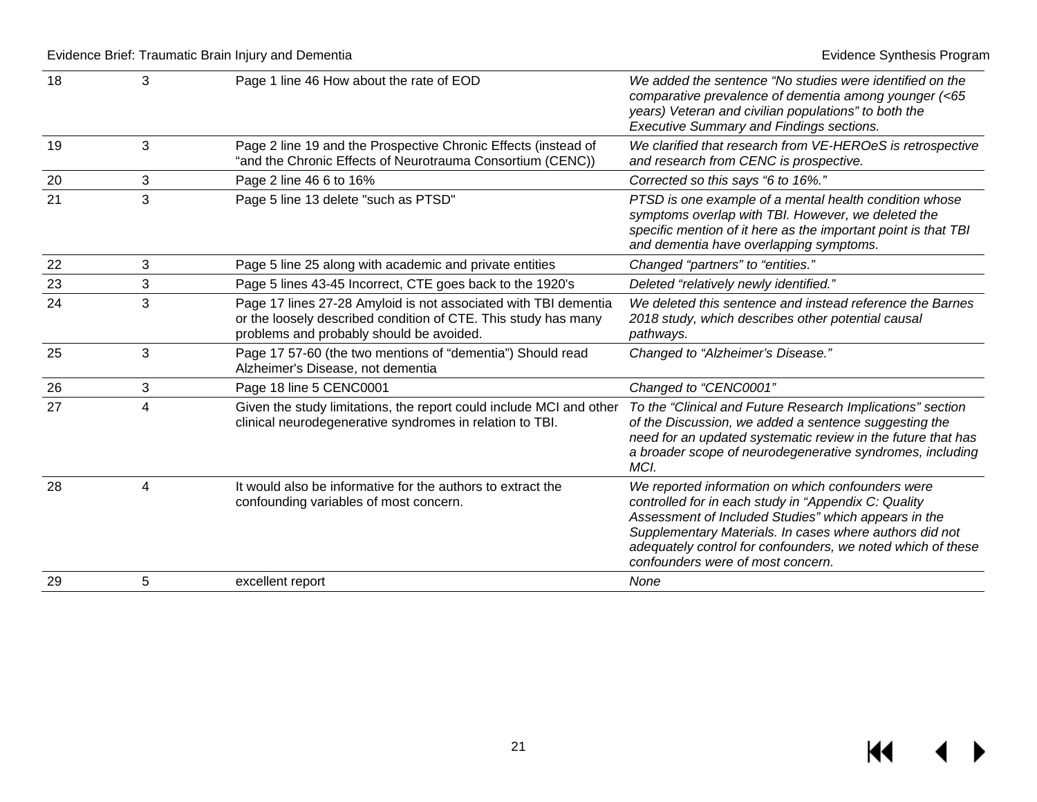| | | | |
|---|---|---|---|
| 18 | 3 | Page 1 line 46 How about the rate of EOD | *We added the sentence “No studies were identified on the comparative prevalence of dementia among younger (<65 years) Veteran and civilian populations” to both the Executive Summary and Findings sections.* |
| 19 | 3 | Page 2 line 19 and the Prospective Chronic Effects (instead of “and the Chronic Effects of Neurotrauma Consortium (CENC)) | *We clarified that research from VE-HEROeS is retrospective and research from CENC is prospective.* |
| 20 | 3 | Page 2 line 46 6 to 16% | *Corrected so this says “6 to 16%.”* |
| 21 | 3 | Page 5 line 13 delete "such as PTSD" | *PTSD is one example of a mental health condition whose symptoms overlap with TBI. However, we deleted the specific mention of it here as the important point is that TBI and dementia have overlapping symptoms.* |
| 22 | 3 | Page 5 line 25 along with academic and private entities | *Changed “partners” to “entities.”* |
| 23 | 3 | Page 5 lines 43-45 Incorrect, CTE goes back to the 1920's | *Deleted “relatively newly identified.”* |
| 24 | 3 | Page 17 lines 27-28 Amyloid is not associated with TBI dementia or the loosely described condition of CTE. This study has many problems and probably should be avoided. | *We deleted this sentence and instead reference the Barnes 2018 study, which describes other potential causal pathways.* |
| 25 | 3 | Page 17 57-60 (the two mentions of “dementia”) Should read Alzheimer's Disease, not dementia | *Changed to “Alzheimer’s Disease.”* |
| 26 | 3 | Page 18 line 5 CENC0001 | *Changed to “CENC0001”* |
| 27 | 4 | Given the study limitations, the report could include MCI and other clinical neurodegenerative syndromes in relation to TBI. | *To the “Clinical and Future Research Implications” section of the Discussion, we added a sentence suggesting the need for an updated systematic review in the future that has a broader scope of neurodegenerative syndromes, including MCI.* |
| 28 | 4 | It would also be informative for the authors to extract the confounding variables of most concern. | *We reported information on which confounders were controlled for in each study in “Appendix C: Quality Assessment of Included Studies” which appears in the Supplementary Materials. In cases where authors did not adequately control for confounders, we noted which of these confounders were of most concern.* |
| 29 | 5 | excellent report | *None* |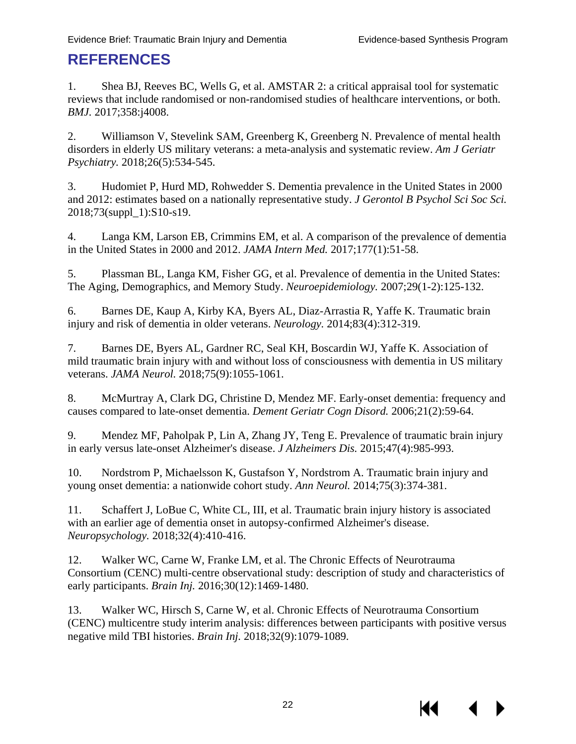# REFERENCES

1. Shea BJ, Reeves BC, Wells G, et al. AMSTAR 2: a critical appraisal tool for systematic reviews that include randomised or non-randomised studies of healthcare interventions, or both. *BMJ.* 2017;358:j4008.

2. Williamson V, Stevelink SAM, Greenberg K, Greenberg N. Prevalence of mental health disorders in elderly US military veterans: a meta-analysis and systematic review. *Am J Geriatr Psychiatry.* 2018;26(5):534-545.

3. Hudomiet P, Hurd MD, Rohwedder S. Dementia prevalence in the United States in 2000 and 2012: estimates based on a nationally representative study. *J Gerontol B Psychol Sci Soc Sci.* 2018;73(suppl_1):S10-s19.

4. Langa KM, Larson EB, Crimmins EM, et al. A comparison of the prevalence of dementia in the United States in 2000 and 2012. *JAMA Intern Med.* 2017;177(1):51-58.

5. Plassman BL, Langa KM, Fisher GG, et al. Prevalence of dementia in the United States: The Aging, Demographics, and Memory Study. *Neuroepidemiology.* 2007;29(1-2):125-132.

6. Barnes DE, Kaup A, Kirby KA, Byers AL, Diaz-Arrastia R, Yaffe K. Traumatic brain injury and risk of dementia in older veterans. *Neurology.* 2014;83(4):312-319.

7. Barnes DE, Byers AL, Gardner RC, Seal KH, Boscardin WJ, Yaffe K. Association of mild traumatic brain injury with and without loss of consciousness with dementia in US military veterans. *JAMA Neurol.* 2018;75(9):1055-1061.

8. McMurtray A, Clark DG, Christine D, Mendez MF. Early-onset dementia: frequency and causes compared to late-onset dementia. *Dement Geriatr Cogn Disord.* 2006;21(2):59-64.

9. Mendez MF, Paholpak P, Lin A, Zhang JY, Teng E. Prevalence of traumatic brain injury in early versus late-onset Alzheimer's disease. *J Alzheimers Dis.* 2015;47(4):985-993.

10. Nordstrom P, Michaelsson K, Gustafson Y, Nordstrom A. Traumatic brain injury and young onset dementia: a nationwide cohort study. *Ann Neurol.* 2014;75(3):374-381.

11. Schaffert J, LoBue C, White CL, III, et al. Traumatic brain injury history is associated with an earlier age of dementia onset in autopsy-confirmed Alzheimer's disease. *Neuropsychology.* 2018;32(4):410-416.

12. Walker WC, Carne W, Franke LM, et al. The Chronic Effects of Neurotrauma Consortium (CENC) multi-centre observational study: description of study and characteristics of early participants. *Brain Inj.* 2016;30(12):1469-1480.

13. Walker WC, Hirsch S, Carne W, et al. Chronic Effects of Neurotrauma Consortium (CENC) multicentre study interim analysis: differences between participants with positive versus negative mild TBI histories. *Brain Inj.* 2018;32(9):1079-1089.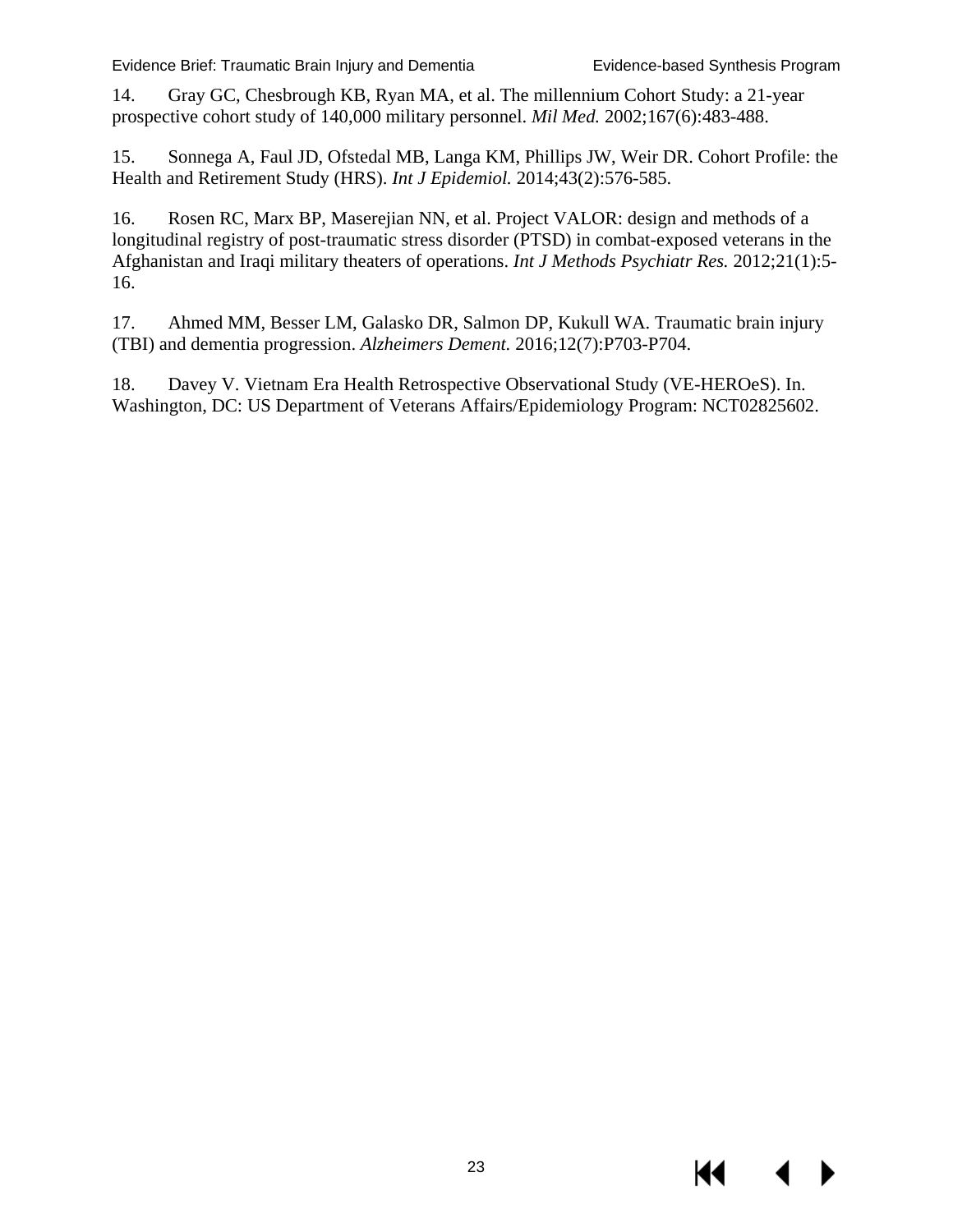14. Gray GC, Chesbrough KB, Ryan MA, et al. The millennium Cohort Study: a 21-year prospective cohort study of 140,000 military personnel. *Mil Med.* 2002;167(6):483-488.

15. Sonnega A, Faul JD, Ofstedal MB, Langa KM, Phillips JW, Weir DR. Cohort Profile: the Health and Retirement Study (HRS). *Int J Epidemiol.* 2014;43(2):576-585.

16. Rosen RC, Marx BP, Maserejian NN, et al. Project VALOR: design and methods of a longitudinal registry of post-traumatic stress disorder (PTSD) in combat-exposed veterans in the Afghanistan and Iraqi military theaters of operations. *Int J Methods Psychiatr Res.* 2012;21(1):5-16.

17. Ahmed MM, Besser LM, Galasko DR, Salmon DP, Kukull WA. Traumatic brain injury (TBI) and dementia progression. *Alzheimers Dement.* 2016;12(7):P703-P704.

18. Davey V. Vietnam Era Health Retrospective Observational Study (VE-HEROeS). In. Washington, DC: US Department of Veterans Affairs/Epidemiology Program: NCT02825602.